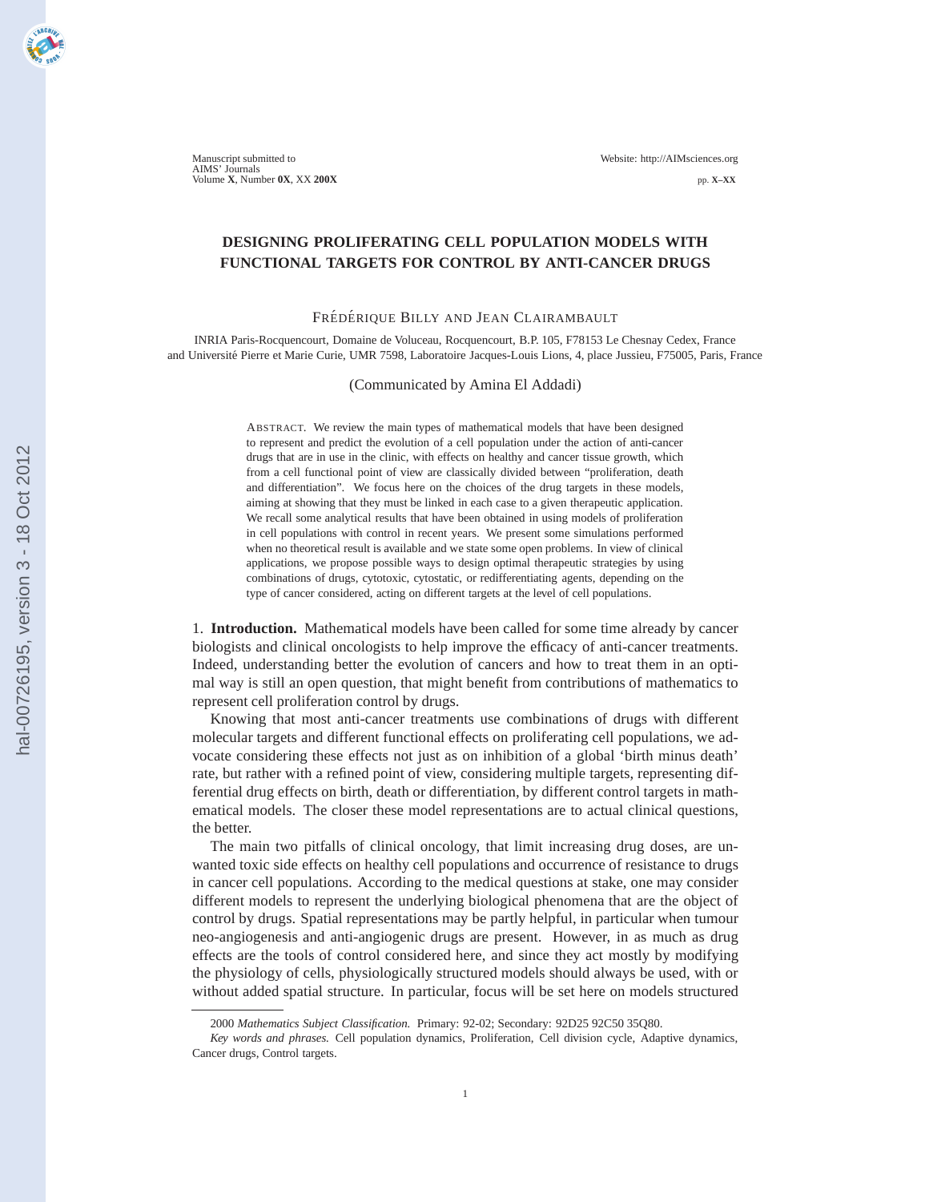# DESIGNING PROLIFERATING CELL POPULATION MODELS WITH FUNCTIONAL TARGETS FOR CONTROL BY ANTI-CANCER DRUGS

FRÉDÉRIQUE BILLY AND JEAN CLAIRAMBAULT

INRIA Paris-Rocquencourt, Domaine de Voluceau, Rocquencourt, B.P. 105, F78153 Le Chesnay Cedex, France
and Université Pierre et Marie Curie, UMR 7598, Laboratoire Jacques-Louis Lions, 4, place Jussieu, F75005, Paris, France

(Communicated by Amina El Addadi)

ABSTRACT. We review the main types of mathematical models that have been designed to represent and predict the evolution of a cell population under the action of anti-cancer drugs that are in use in the clinic, with effects on healthy and cancer tissue growth, which from a cell functional point of view are classically divided between "proliferation, death and differentiation". We focus here on the choices of the drug targets in these models, aiming at showing that they must be linked in each case to a given therapeutic application. We recall some analytical results that have been obtained in using models of proliferation in cell populations with control in recent years. We present some simulations performed when no theoretical result is available and we state some open problems. In view of clinical applications, we propose possible ways to design optimal therapeutic strategies by using combinations of drugs, cytotoxic, cytostatic, or redifferentiating agents, depending on the type of cancer considered, acting on different targets at the level of cell populations.

## 1. Introduction.

Mathematical models have been called for some time already by cancer biologists and clinical oncologists to help improve the efficacy of anti-cancer treatments. Indeed, understanding better the evolution of cancers and how to treat them in an optimal way is still an open question, that might benefit from contributions of mathematics to represent cell proliferation control by drugs.

Knowing that most anti-cancer treatments use combinations of drugs with different molecular targets and different functional effects on proliferating cell populations, we advocate considering these effects not just as on inhibition of a global 'birth minus death' rate, but rather with a refined point of view, considering multiple targets, representing differential drug effects on birth, death or differentiation, by different control targets in mathematical models. The closer these model representations are to actual clinical questions, the better.

The main two pitfalls of clinical oncology, that limit increasing drug doses, are unwanted toxic side effects on healthy cell populations and occurrence of resistance to drugs in cancer cell populations. According to the medical questions at stake, one may consider different models to represent the underlying biological phenomena that are the object of control by drugs. Spatial representations may be partly helpful, in particular when tumour neo-angiogenesis and anti-angiogenic drugs are present. However, in as much as drug effects are the tools of control considered here, and since they act mostly by modifying the physiology of cells, physiologically structured models should always be used, with or without added spatial structure. In particular, focus will be set here on models structured

2000 *Mathematics Subject Classification.* Primary: 92-02; Secondary: 92D25 92C50 35Q80.

*Key words and phrases.* Cell population dynamics, Proliferation, Cell division cycle, Adaptive dynamics, Cancer drugs, Control targets.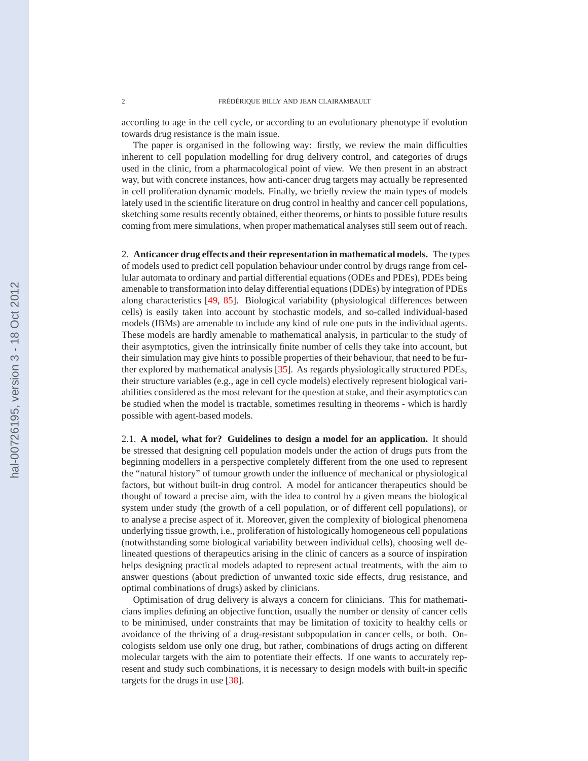according to age in the cell cycle, or according to an evolutionary phenotype if evolution towards drug resistance is the main issue.

The paper is organised in the following way: firstly, we review the main difficulties inherent to cell population modelling for drug delivery control, and categories of drugs used in the clinic, from a pharmacological point of view. We then present in an abstract way, but with concrete instances, how anti-cancer drug targets may actually be represented in cell proliferation dynamic models. Finally, we briefly review the main types of models lately used in the scientific literature on drug control in healthy and cancer cell populations, sketching some results recently obtained, either theorems, or hints to possible future results coming from mere simulations, when proper mathematical analyses still seem out of reach.

## 2. **Anticancer drug effects and their representation in mathematical models.**

The types of models used to predict cell population behaviour under control by drugs range from cellular automata to ordinary and partial differential equations (ODEs and PDEs), PDEs being amenable to transformation into delay differential equations (DDEs) by integration of PDEs along characteristics [49, 85]. Biological variability (physiological differences between cells) is easily taken into account by stochastic models, and so-called individual-based models (IBMs) are amenable to include any kind of rule one puts in the individual agents. These models are hardly amenable to mathematical analysis, in particular to the study of their asymptotics, given the intrinsically finite number of cells they take into account, but their simulation may give hints to possible properties of their behaviour, that need to be further explored by mathematical analysis [35]. As regards physiologically structured PDEs, their structure variables (e.g., age in cell cycle models) electively represent biological variabilities considered as the most relevant for the question at stake, and their asymptotics can be studied when the model is tractable, sometimes resulting in theorems - which is hardly possible with agent-based models.

### 2.1. **A model, what for? Guidelines to design a model for an application.**

It should be stressed that designing cell population models under the action of drugs puts from the beginning modellers in a perspective completely different from the one used to represent the "natural history" of tumour growth under the influence of mechanical or physiological factors, but without built-in drug control. A model for anticancer therapeutics should be thought of toward a precise aim, with the idea to control by a given means the biological system under study (the growth of a cell population, or of different cell populations), or to analyse a precise aspect of it. Moreover, given the complexity of biological phenomena underlying tissue growth, i.e., proliferation of histologically homogeneous cell populations (notwithstanding some biological variability between individual cells), choosing well delineated questions of therapeutics arising in the clinic of cancers as a source of inspiration helps designing practical models adapted to represent actual treatments, with the aim to answer questions (about prediction of unwanted toxic side effects, drug resistance, and optimal combinations of drugs) asked by clinicians.

Optimisation of drug delivery is always a concern for clinicians. This for mathematicians implies defining an objective function, usually the number or density of cancer cells to be minimised, under constraints that may be limitation of toxicity to healthy cells or avoidance of the thriving of a drug-resistant subpopulation in cancer cells, or both. Oncologists seldom use only one drug, but rather, combinations of drugs acting on different molecular targets with the aim to potentiate their effects. If one wants to accurately represent and study such combinations, it is necessary to design models with built-in specific targets for the drugs in use [38].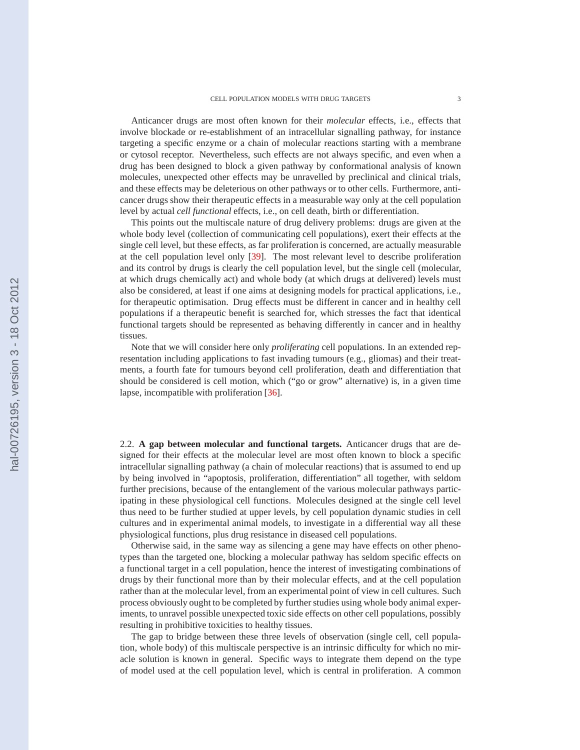Anticancer drugs are most often known for their *molecular* effects, i.e., effects that involve blockade or re-establishment of an intracellular signalling pathway, for instance targeting a specific enzyme or a chain of molecular reactions starting with a membrane or cytosol receptor. Nevertheless, such effects are not always specific, and even when a drug has been designed to block a given pathway by conformational analysis of known molecules, unexpected other effects may be unravelled by preclinical and clinical trials, and these effects may be deleterious on other pathways or to other cells. Furthermore, anticancer drugs show their therapeutic effects in a measurable way only at the cell population level by actual *cell functional* effects, i.e., on cell death, birth or differentiation.

This points out the multiscale nature of drug delivery problems: drugs are given at the whole body level (collection of communicating cell populations), exert their effects at the single cell level, but these effects, as far proliferation is concerned, are actually measurable at the cell population level only [39]. The most relevant level to describe proliferation and its control by drugs is clearly the cell population level, but the single cell (molecular, at which drugs chemically act) and whole body (at which drugs at delivered) levels must also be considered, at least if one aims at designing models for practical applications, i.e., for therapeutic optimisation. Drug effects must be different in cancer and in healthy cell populations if a therapeutic benefit is searched for, which stresses the fact that identical functional targets should be represented as behaving differently in cancer and in healthy tissues.

Note that we will consider here only *proliferating* cell populations. In an extended representation including applications to fast invading tumours (e.g., gliomas) and their treatments, a fourth fate for tumours beyond cell proliferation, death and differentiation that should be considered is cell motion, which ("go or grow" alternative) is, in a given time lapse, incompatible with proliferation [36].

2.2. **A gap between molecular and functional targets.** Anticancer drugs that are designed for their effects at the molecular level are most often known to block a specific intracellular signalling pathway (a chain of molecular reactions) that is assumed to end up by being involved in "apoptosis, proliferation, differentiation" all together, with seldom further precisions, because of the entanglement of the various molecular pathways participating in these physiological cell functions. Molecules designed at the single cell level thus need to be further studied at upper levels, by cell population dynamic studies in cell cultures and in experimental animal models, to investigate in a differential way all these physiological functions, plus drug resistance in diseased cell populations.

Otherwise said, in the same way as silencing a gene may have effects on other phenotypes than the targeted one, blocking a molecular pathway has seldom specific effects on a functional target in a cell population, hence the interest of investigating combinations of drugs by their functional more than by their molecular effects, and at the cell population rather than at the molecular level, from an experimental point of view in cell cultures. Such process obviously ought to be completed by further studies using whole body animal experiments, to unravel possible unexpected toxic side effects on other cell populations, possibly resulting in prohibitive toxicities to healthy tissues.

The gap to bridge between these three levels of observation (single cell, cell population, whole body) of this multiscale perspective is an intrinsic difficulty for which no miracle solution is known in general. Specific ways to integrate them depend on the type of model used at the cell population level, which is central in proliferation. A common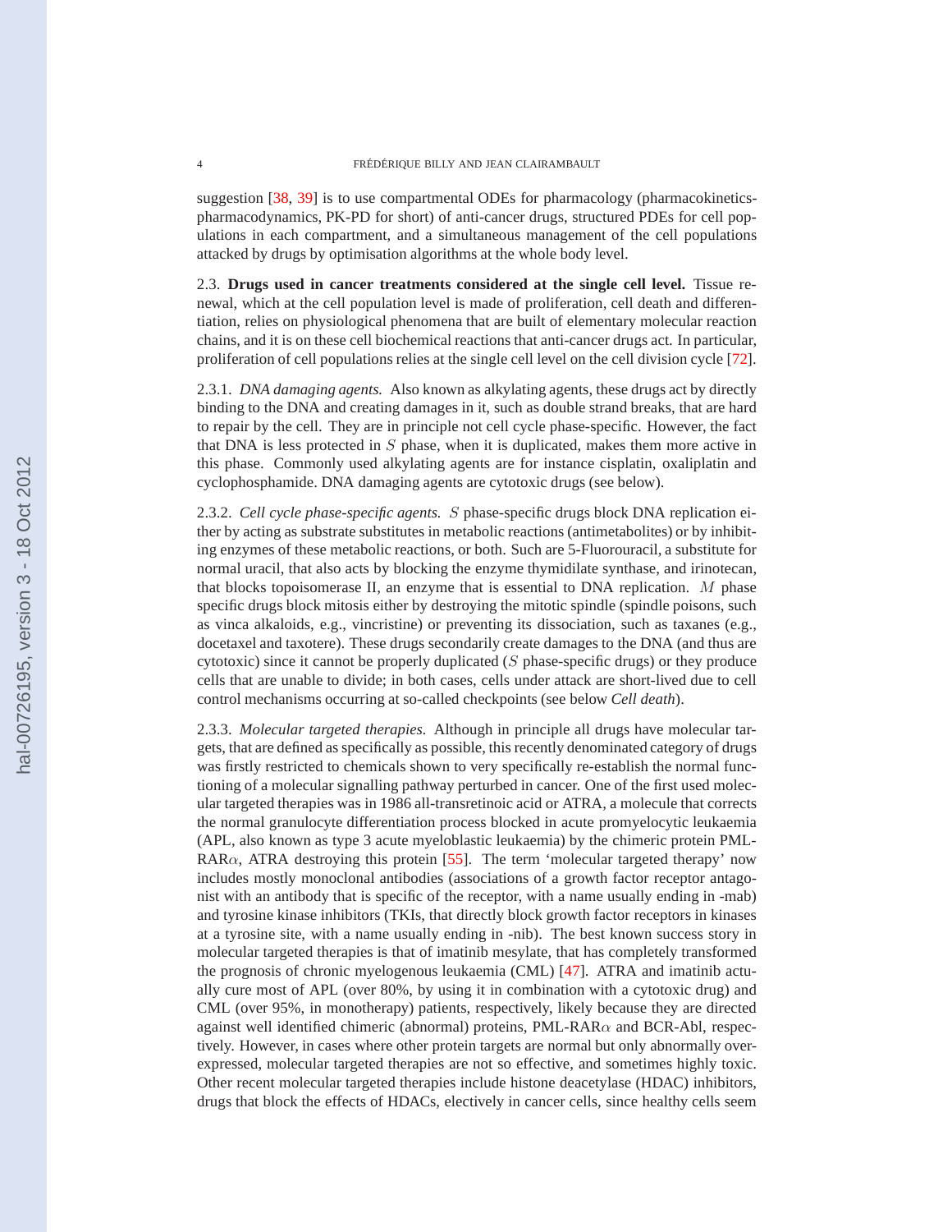suggestion [38, 39] is to use compartmental ODEs for pharmacology (pharmacokinetics-pharmacodynamics, PK-PD for short) of anti-cancer drugs, structured PDEs for cell populations in each compartment, and a simultaneous management of the cell populations attacked by drugs by optimisation algorithms at the whole body level.

2.3. **Drugs used in cancer treatments considered at the single cell level.** Tissue renewal, which at the cell population level is made of proliferation, cell death and differentiation, relies on physiological phenomena that are built of elementary molecular reaction chains, and it is on these cell biochemical reactions that anti-cancer drugs act. In particular, proliferation of cell populations relies at the single cell level on the cell division cycle [72].

2.3.1. *DNA damaging agents.* Also known as alkylating agents, these drugs act by directly binding to the DNA and creating damages in it, such as double strand breaks, that are hard to repair by the cell. They are in principle not cell cycle phase-specific. However, the fact that DNA is less protected in $S$ phase, when it is duplicated, makes them more active in this phase. Commonly used alkylating agents are for instance cisplatin, oxaliplatin and cyclophosphamide. DNA damaging agents are cytotoxic drugs (see below).

2.3.2. *Cell cycle phase-specific agents.* $S$ phase-specific drugs block DNA replication either by acting as substrate substitutes in metabolic reactions (antimetabolites) or by inhibiting enzymes of these metabolic reactions, or both. Such are 5-Fluorouracil, a substitute for normal uracil, that also acts by blocking the enzyme thymidilate synthase, and irinotecan, that blocks topoisomerase II, an enzyme that is essential to DNA replication. $M$ phase specific drugs block mitosis either by destroying the mitotic spindle (spindle poisons, such as vinca alkaloids, e.g., vincristine) or preventing its dissociation, such as taxanes (e.g., docetaxel and taxotere). These drugs secondarily create damages to the DNA (and thus are cytotoxic) since it cannot be properly duplicated ($S$ phase-specific drugs) or they produce cells that are unable to divide; in both cases, cells under attack are short-lived due to cell control mechanisms occurring at so-called checkpoints (see below *Cell death*).

2.3.3. *Molecular targeted therapies.* Although in principle all drugs have molecular targets, that are defined as specifically as possible, this recently denominated category of drugs was firstly restricted to chemicals shown to very specifically re-establish the normal functioning of a molecular signalling pathway perturbed in cancer. One of the first used molecular targeted therapies was in 1986 all-transretinoic acid or ATRA, a molecule that corrects the normal granulocyte differentiation process blocked in acute promyelocytic leukaemia (APL, also known as type 3 acute myeloblastic leukaemia) by the chimeric protein PML-RAR$\alpha$, ATRA destroying this protein [55]. The term 'molecular targeted therapy' now includes mostly monoclonal antibodies (associations of a growth factor receptor antagonist with an antibody that is specific of the receptor, with a name usually ending in -mab) and tyrosine kinase inhibitors (TKIs, that directly block growth factor receptors in kinases at a tyrosine site, with a name usually ending in -nib). The best known success story in molecular targeted therapies is that of imatinib mesylate, that has completely transformed the prognosis of chronic myelogenous leukaemia (CML) [47]. ATRA and imatinib actually cure most of APL (over 80%, by using it in combination with a cytotoxic drug) and CML (over 95%, in monotherapy) patients, respectively, likely because they are directed against well identified chimeric (abnormal) proteins, PML-RAR$\alpha$ and BCR-Abl, respectively. However, in cases where other protein targets are normal but only abnormally overexpressed, molecular targeted therapies are not so effective, and sometimes highly toxic. Other recent molecular targeted therapies include histone deacetylase (HDAC) inhibitors, drugs that block the effects of HDACs, electively in cancer cells, since healthy cells seem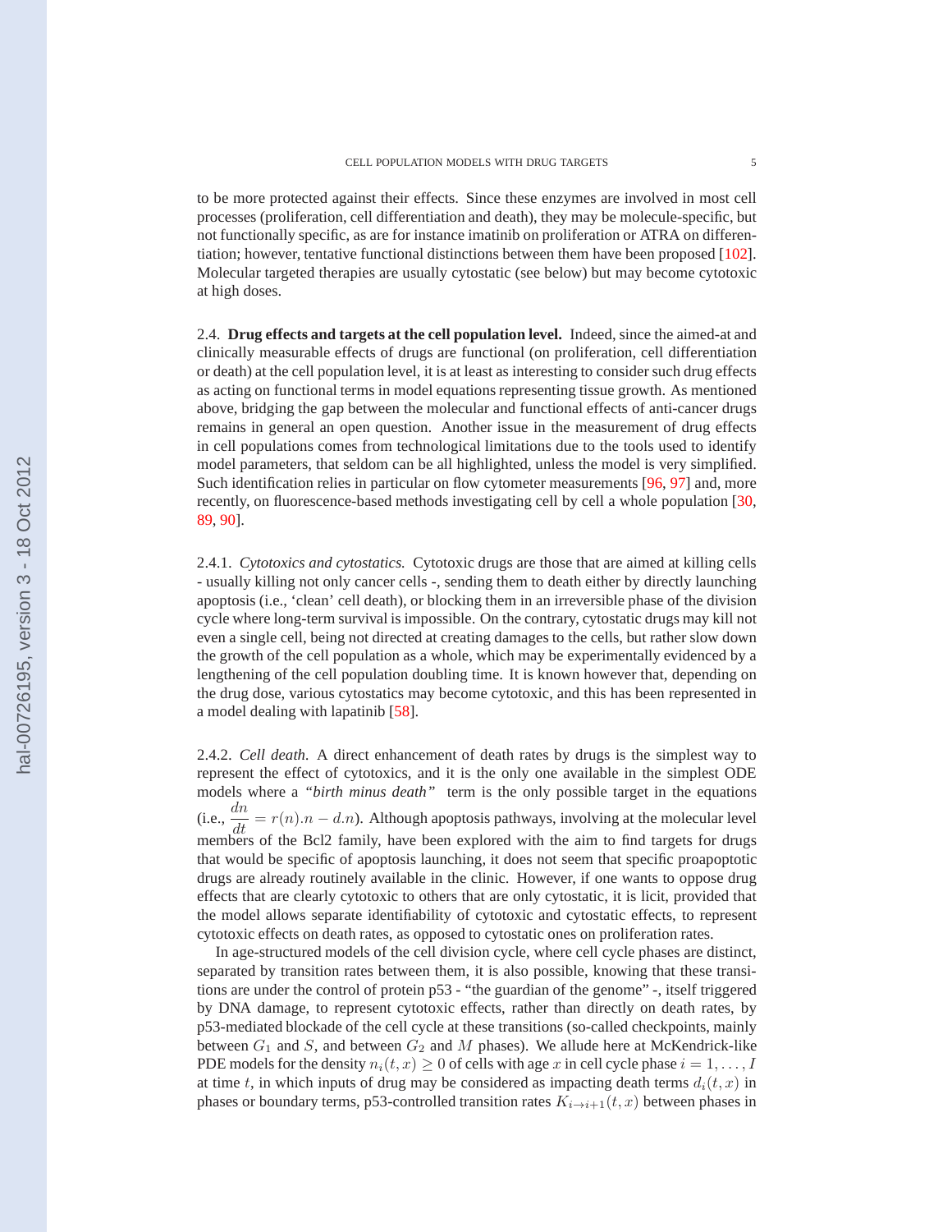to be more protected against their effects. Since these enzymes are involved in most cell processes (proliferation, cell differentiation and death), they may be molecule-specific, but not functionally specific, as are for instance imatinib on proliferation or ATRA on differentiation; however, tentative functional distinctions between them have been proposed [102]. Molecular targeted therapies are usually cytostatic (see below) but may become cytotoxic at high doses.

2.4. **Drug effects and targets at the cell population level.** Indeed, since the aimed-at and clinically measurable effects of drugs are functional (on proliferation, cell differentiation or death) at the cell population level, it is at least as interesting to consider such drug effects as acting on functional terms in model equations representing tissue growth. As mentioned above, bridging the gap between the molecular and functional effects of anti-cancer drugs remains in general an open question. Another issue in the measurement of drug effects in cell populations comes from technological limitations due to the tools used to identify model parameters, that seldom can be all highlighted, unless the model is very simplified. Such identification relies in particular on flow cytometer measurements [96, 97] and, more recently, on fluorescence-based methods investigating cell by cell a whole population [30, 89, 90].

2.4.1. *Cytotoxics and cytostatics.* Cytotoxic drugs are those that are aimed at killing cells - usually killing not only cancer cells -, sending them to death either by directly launching apoptosis (i.e., 'clean' cell death), or blocking them in an irreversible phase of the division cycle where long-term survival is impossible. On the contrary, cytostatic drugs may kill not even a single cell, being not directed at creating damages to the cells, but rather slow down the growth of the cell population as a whole, which may be experimentally evidenced by a lengthening of the cell population doubling time. It is known however that, depending on the drug dose, various cytostatics may become cytotoxic, and this has been represented in a model dealing with lapatinib [58].

2.4.2. *Cell death.* A direct enhancement of death rates by drugs is the simplest way to represent the effect of cytotoxics, and it is the only one available in the simplest ODE models where a *"birth minus death"* term is the only possible target in the equations (i.e., $\frac{dn}{dt} = r(n).n - d.n$). Although apoptosis pathways, involving at the molecular level members of the Bcl2 family, have been explored with the aim to find targets for drugs that would be specific of apoptosis launching, it does not seem that specific proapoptotic drugs are already routinely available in the clinic. However, if one wants to oppose drug effects that are clearly cytotoxic to others that are only cytostatic, it is licit, provided that the model allows separate identifiability of cytotoxic and cytostatic effects, to represent cytotoxic effects on death rates, as opposed to cytostatic ones on proliferation rates.

In age-structured models of the cell division cycle, where cell cycle phases are distinct, separated by transition rates between them, it is also possible, knowing that these transitions are under the control of protein p53 - "the guardian of the genome" -, itself triggered by DNA damage, to represent cytotoxic effects, rather than directly on death rates, by p53-mediated blockade of the cell cycle at these transitions (so-called checkpoints, mainly between $G_1$ and $S$, and between $G_2$ and $M$ phases). We allude here at McKendrick-like PDE models for the density $n_i(t, x) \geq 0$ of cells with age $x$ in cell cycle phase $i = 1, \ldots, I$ at time $t$, in which inputs of drug may be considered as impacting death terms $d_i(t, x)$ in phases or boundary terms, p53-controlled transition rates $K_{i \to i+1}(t, x)$ between phases in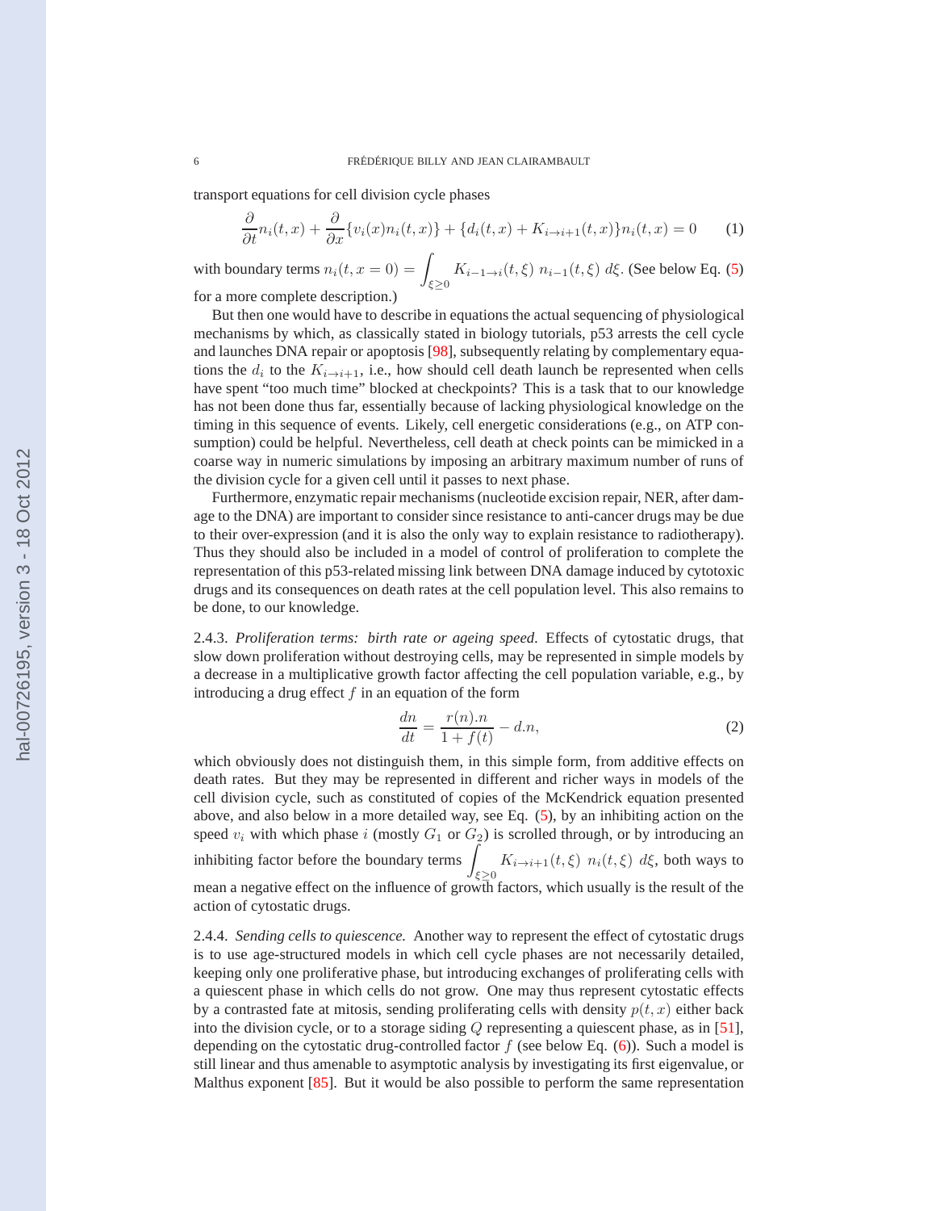transport equations for cell division cycle phases

$$\frac{\partial}{\partial t} n_i(t,x) + \frac{\partial}{\partial x}\{v_i(x) n_i(t,x)\} + \{d_i(t,x) + K_{i\to i+1}(t,x)\} n_i(t,x) = 0 \tag{1}$$

with boundary terms $n_i(t, x = 0) = \int_{\xi \geq 0} K_{i-1\to i}(t,\xi)\ n_{i-1}(t,\xi)\ d\xi$. (See below Eq. (5) for a more complete description.)

But then one would have to describe in equations the actual sequencing of physiological mechanisms by which, as classically stated in biology tutorials, p53 arrests the cell cycle and launches DNA repair or apoptosis [98], subsequently relating by complementary equations the $d_i$ to the $K_{i\to i+1}$, i.e., how should cell death launch be represented when cells have spent "too much time" blocked at checkpoints? This is a task that to our knowledge has not been done thus far, essentially because of lacking physiological knowledge on the timing in this sequence of events. Likely, cell energetic considerations (e.g., on ATP consumption) could be helpful. Nevertheless, cell death at check points can be mimicked in a coarse way in numeric simulations by imposing an arbitrary maximum number of runs of the division cycle for a given cell until it passes to next phase.

Furthermore, enzymatic repair mechanisms (nucleotide excision repair, NER, after damage to the DNA) are important to consider since resistance to anti-cancer drugs may be due to their over-expression (and it is also the only way to explain resistance to radiotherapy). Thus they should also be included in a model of control of proliferation to complete the representation of this p53-related missing link between DNA damage induced by cytotoxic drugs and its consequences on death rates at the cell population level. This also remains to be done, to our knowledge.

2.4.3. *Proliferation terms: birth rate or ageing speed.* Effects of cytostatic drugs, that slow down proliferation without destroying cells, may be represented in simple models by a decrease in a multiplicative growth factor affecting the cell population variable, e.g., by introducing a drug effect $f$ in an equation of the form

$$\frac{dn}{dt} = \frac{r(n).n}{1 + f(t)} - d.n, \tag{2}$$

which obviously does not distinguish them, in this simple form, from additive effects on death rates. But they may be represented in different and richer ways in models of the cell division cycle, such as constituted of copies of the McKendrick equation presented above, and also below in a more detailed way, see Eq. (5), by an inhibiting action on the speed $v_i$ with which phase $i$ (mostly $G_1$ or $G_2$) is scrolled through, or by introducing an inhibiting factor before the boundary terms $\int_{\xi \geq 0} K_{i\to i+1}(t,\xi)\ n_i(t,\xi)\ d\xi$, both ways to mean a negative effect on the influence of growth factors, which usually is the result of the action of cytostatic drugs.

2.4.4. *Sending cells to quiescence.* Another way to represent the effect of cytostatic drugs is to use age-structured models in which cell cycle phases are not necessarily detailed, keeping only one proliferative phase, but introducing exchanges of proliferating cells with a quiescent phase in which cells do not grow. One may thus represent cytostatic effects by a contrasted fate at mitosis, sending proliferating cells with density $p(t, x)$ either back into the division cycle, or to a storage siding $Q$ representing a quiescent phase, as in [51], depending on the cytostatic drug-controlled factor $f$ (see below Eq. (6)). Such a model is still linear and thus amenable to asymptotic analysis by investigating its first eigenvalue, or Malthus exponent [85]. But it would be also possible to perform the same representation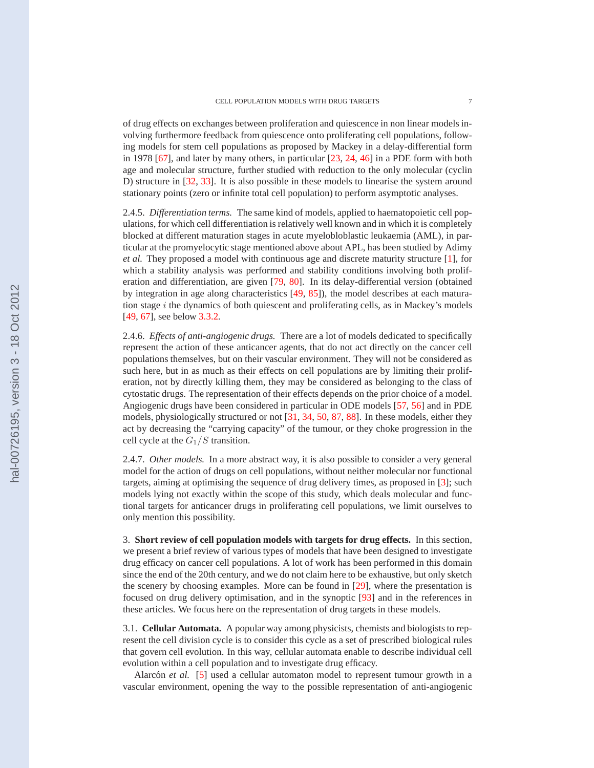of drug effects on exchanges between proliferation and quiescence in non linear models involving furthermore feedback from quiescence onto proliferating cell populations, following models for stem cell populations as proposed by Mackey in a delay-differential form in 1978 [67], and later by many others, in particular [23, 24, 46] in a PDE form with both age and molecular structure, further studied with reduction to the only molecular (cyclin D) structure in [32, 33]. It is also possible in these models to linearise the system around stationary points (zero or infinite total cell population) to perform asymptotic analyses.

2.4.5. *Differentiation terms.* The same kind of models, applied to haematopoietic cell populations, for which cell differentiation is relatively well known and in which it is completely blocked at different maturation stages in acute myelobloblastic leukaemia (AML), in particular at the promyelocytic stage mentioned above about APL, has been studied by Adimy *et al.* They proposed a model with continuous age and discrete maturity structure [1], for which a stability analysis was performed and stability conditions involving both proliferation and differentiation, are given [79, 80]. In its delay-differential version (obtained by integration in age along characteristics [49, 85]), the model describes at each maturation stage $i$ the dynamics of both quiescent and proliferating cells, as in Mackey's models [49, 67], see below 3.3.2.

2.4.6. *Effects of anti-angiogenic drugs.* There are a lot of models dedicated to specifically represent the action of these anticancer agents, that do not act directly on the cancer cell populations themselves, but on their vascular environment. They will not be considered as such here, but in as much as their effects on cell populations are by limiting their proliferation, not by directly killing them, they may be considered as belonging to the class of cytostatic drugs. The representation of their effects depends on the prior choice of a model. Angiogenic drugs have been considered in particular in ODE models [57, 56] and in PDE models, physiologically structured or not [31, 34, 50, 87, 88]. In these models, either they act by decreasing the "carrying capacity" of the tumour, or they choke progression in the cell cycle at the $G_1/S$ transition.

2.4.7. *Other models.* In a more abstract way, it is also possible to consider a very general model for the action of drugs on cell populations, without neither molecular nor functional targets, aiming at optimising the sequence of drug delivery times, as proposed in [3]; such models lying not exactly within the scope of this study, which deals molecular and functional targets for anticancer drugs in proliferating cell populations, we limit ourselves to only mention this possibility.

## 3. Short review of cell population models with targets for drug effects.

In this section, we present a brief review of various types of models that have been designed to investigate drug efficacy on cancer cell populations. A lot of work has been performed in this domain since the end of the 20th century, and we do not claim here to be exhaustive, but only sketch the scenery by choosing examples. More can be found in [29], where the presentation is focused on drug delivery optimisation, and in the synoptic [93] and in the references in these articles. We focus here on the representation of drug targets in these models.

### 3.1. Cellular Automata.

A popular way among physicists, chemists and biologists to represent the cell division cycle is to consider this cycle as a set of prescribed biological rules that govern cell evolution. In this way, cellular automata enable to describe individual cell evolution within a cell population and to investigate drug efficacy.

Alarcón *et al.* [5] used a cellular automaton model to represent tumour growth in a vascular environment, opening the way to the possible representation of anti-angiogenic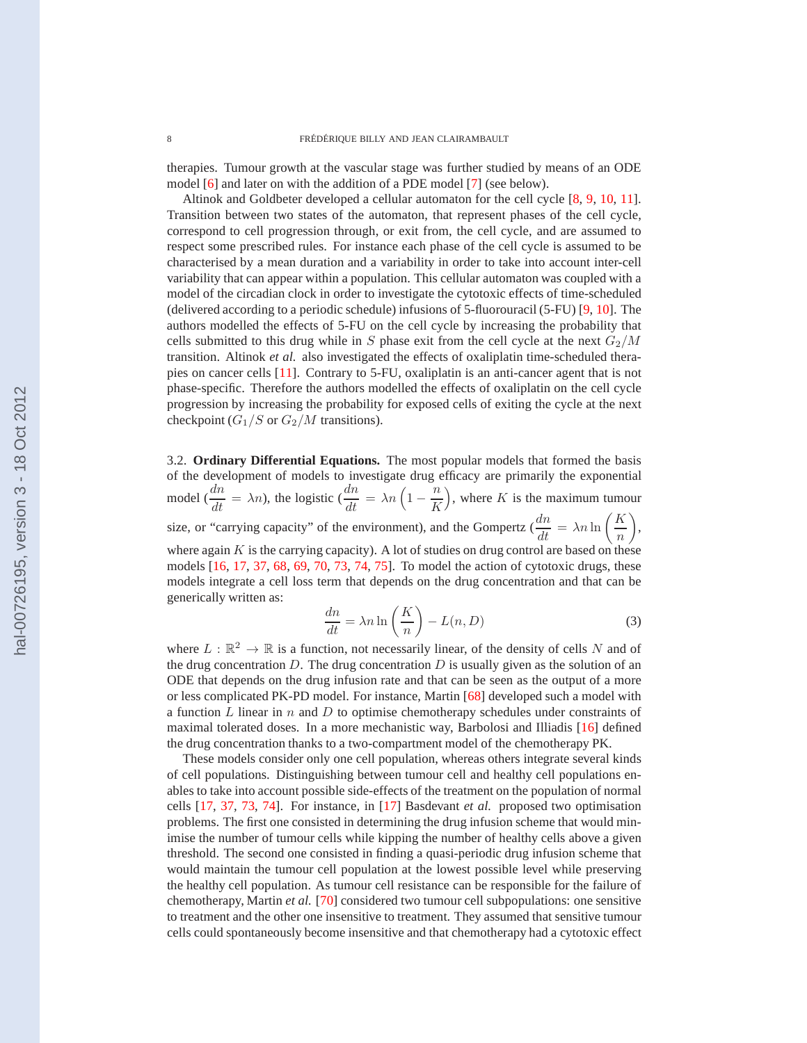therapies. Tumour growth at the vascular stage was further studied by means of an ODE model [6] and later on with the addition of a PDE model [7] (see below).

Altinok and Goldbeter developed a cellular automaton for the cell cycle [8, 9, 10, 11]. Transition between two states of the automaton, that represent phases of the cell cycle, correspond to cell progression through, or exit from, the cell cycle, and are assumed to respect some prescribed rules. For instance each phase of the cell cycle is assumed to be characterised by a mean duration and a variability in order to take into account inter-cell variability that can appear within a population. This cellular automaton was coupled with a model of the circadian clock in order to investigate the cytotoxic effects of time-scheduled (delivered according to a periodic schedule) infusions of 5-fluorouracil (5-FU) [9, 10]. The authors modelled the effects of 5-FU on the cell cycle by increasing the probability that cells submitted to this drug while in $S$ phase exit from the cell cycle at the next $G_2/M$ transition. Altinok *et al.* also investigated the effects of oxaliplatin time-scheduled therapies on cancer cells [11]. Contrary to 5-FU, oxaliplatin is an anti-cancer agent that is not phase-specific. Therefore the authors modelled the effects of oxaliplatin on the cell cycle progression by increasing the probability for exposed cells of exiting the cycle at the next checkpoint ($G_1/S$ or $G_2/M$ transitions).

3.2. **Ordinary Differential Equations.** The most popular models that formed the basis of the development of models to investigate drug efficacy are primarily the exponential model ($\frac{dn}{dt} = \lambda n$), the logistic ($\frac{dn}{dt} = \lambda n \left(1 - \frac{n}{K}\right)$, where $K$ is the maximum tumour size, or "carrying capacity" of the environment), and the Gompertz ($\frac{dn}{dt} = \lambda n \ln\left(\frac{K}{n}\right)$, where again $K$ is the carrying capacity). A lot of studies on drug control are based on these models [16, 17, 37, 68, 69, 70, 73, 74, 75]. To model the action of cytotoxic drugs, these models integrate a cell loss term that depends on the drug concentration and that can be generically written as:

$$\frac{dn}{dt} = \lambda n \ln\left(\frac{K}{n}\right) - L(n, D) \tag{3}$$

where $L : \mathbb{R}^2 \to \mathbb{R}$ is a function, not necessarily linear, of the density of cells $N$ and of the drug concentration $D$. The drug concentration $D$ is usually given as the solution of an ODE that depends on the drug infusion rate and that can be seen as the output of a more or less complicated PK-PD model. For instance, Martin [68] developed such a model with a function $L$ linear in $n$ and $D$ to optimise chemotherapy schedules under constraints of maximal tolerated doses. In a more mechanistic way, Barbolosi and Illiadis [16] defined the drug concentration thanks to a two-compartment model of the chemotherapy PK.

These models consider only one cell population, whereas others integrate several kinds of cell populations. Distinguishing between tumour cell and healthy cell populations enables to take into account possible side-effects of the treatment on the population of normal cells [17, 37, 73, 74]. For instance, in [17] Basdevant *et al.* proposed two optimisation problems. The first one consisted in determining the drug infusion scheme that would minimise the number of tumour cells while kipping the number of healthy cells above a given threshold. The second one consisted in finding a quasi-periodic drug infusion scheme that would maintain the tumour cell population at the lowest possible level while preserving the healthy cell population. As tumour cell resistance can be responsible for the failure of chemotherapy, Martin *et al.* [70] considered two tumour cell subpopulations: one sensitive to treatment and the other one insensitive to treatment. They assumed that sensitive tumour cells could spontaneously become insensitive and that chemotherapy had a cytotoxic effect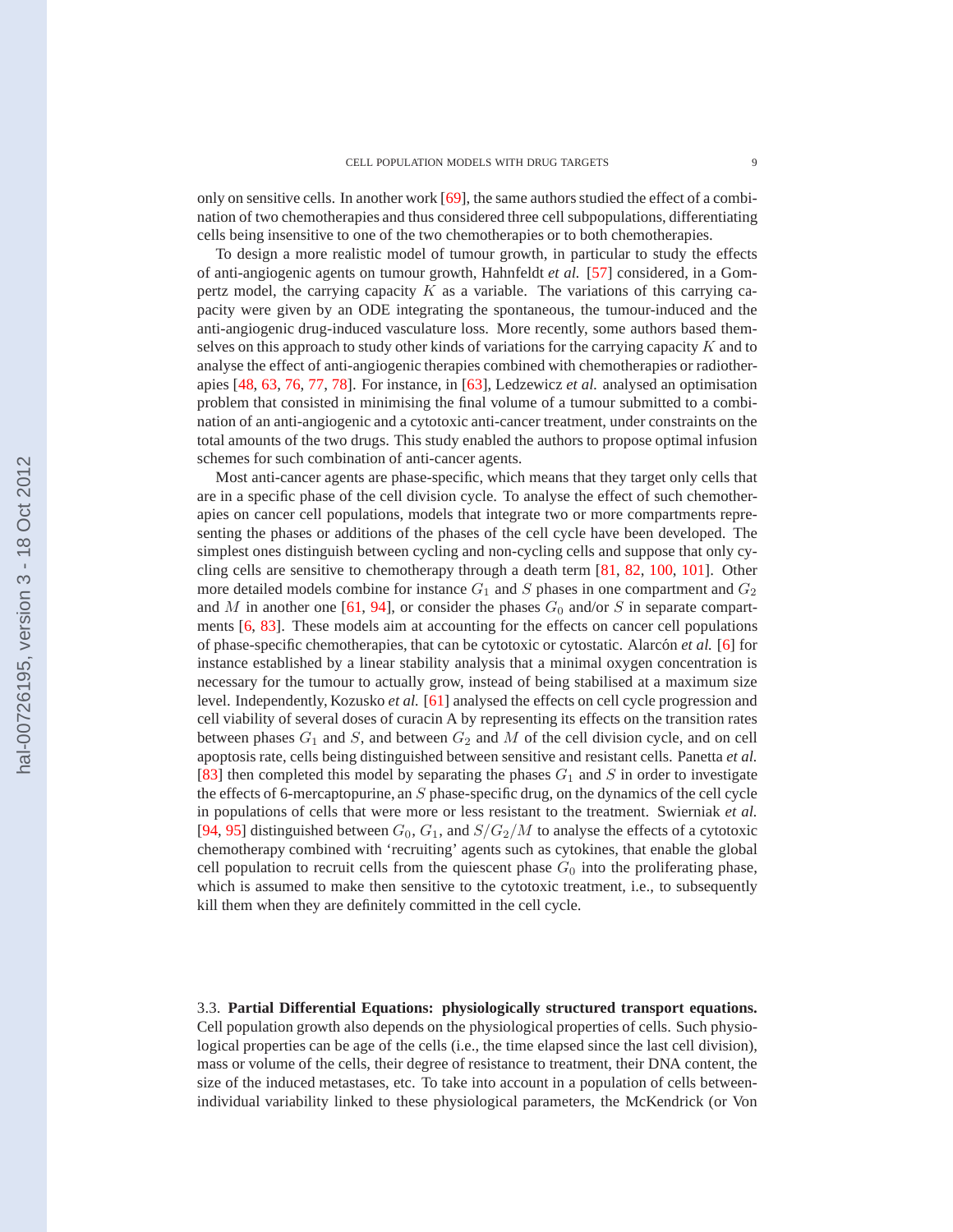only on sensitive cells. In another work [69], the same authors studied the effect of a combination of two chemotherapies and thus considered three cell subpopulations, differentiating cells being insensitive to one of the two chemotherapies or to both chemotherapies.

To design a more realistic model of tumour growth, in particular to study the effects of anti-angiogenic agents on tumour growth, Hahnfeldt *et al.* [57] considered, in a Gompertz model, the carrying capacity $K$ as a variable. The variations of this carrying capacity were given by an ODE integrating the spontaneous, the tumour-induced and the anti-angiogenic drug-induced vasculature loss. More recently, some authors based themselves on this approach to study other kinds of variations for the carrying capacity $K$ and to analyse the effect of anti-angiogenic therapies combined with chemotherapies or radiotherapies [48, 63, 76, 77, 78]. For instance, in [63], Ledzewicz *et al.* analysed an optimisation problem that consisted in minimising the final volume of a tumour submitted to a combination of an anti-angiogenic and a cytotoxic anti-cancer treatment, under constraints on the total amounts of the two drugs. This study enabled the authors to propose optimal infusion schemes for such combination of anti-cancer agents.

Most anti-cancer agents are phase-specific, which means that they target only cells that are in a specific phase of the cell division cycle. To analyse the effect of such chemotherapies on cancer cell populations, models that integrate two or more compartments representing the phases or additions of the phases of the cell cycle have been developed. The simplest ones distinguish between cycling and non-cycling cells and suppose that only cycling cells are sensitive to chemotherapy through a death term [81, 82, 100, 101]. Other more detailed models combine for instance $G_1$ and $S$ phases in one compartment and $G_2$ and $M$ in another one [61, 94], or consider the phases $G_0$ and/or $S$ in separate compartments [6, 83]. These models aim at accounting for the effects on cancer cell populations of phase-specific chemotherapies, that can be cytotoxic or cytostatic. Alarcón *et al.* [6] for instance established by a linear stability analysis that a minimal oxygen concentration is necessary for the tumour to actually grow, instead of being stabilised at a maximum size level. Independently, Kozusko *et al.* [61] analysed the effects on cell cycle progression and cell viability of several doses of curacin A by representing its effects on the transition rates between phases $G_1$ and $S$, and between $G_2$ and $M$ of the cell division cycle, and on cell apoptosis rate, cells being distinguished between sensitive and resistant cells. Panetta *et al.* [83] then completed this model by separating the phases $G_1$ and $S$ in order to investigate the effects of 6-mercaptopurine, an $S$ phase-specific drug, on the dynamics of the cell cycle in populations of cells that were more or less resistant to the treatment. Swierniak *et al.* [94, 95] distinguished between $G_0$, $G_1$, and $S/G_2/M$ to analyse the effects of a cytotoxic chemotherapy combined with 'recruiting' agents such as cytokines, that enable the global cell population to recruit cells from the quiescent phase $G_0$ into the proliferating phase, which is assumed to make then sensitive to the cytotoxic treatment, i.e., to subsequently kill them when they are definitely committed in the cell cycle.

### 3.3. **Partial Differential Equations: physiologically structured transport equations.**

Cell population growth also depends on the physiological properties of cells. Such physiological properties can be age of the cells (i.e., the time elapsed since the last cell division), mass or volume of the cells, their degree of resistance to treatment, their DNA content, the size of the induced metastases, etc. To take into account in a population of cells between-individual variability linked to these physiological parameters, the McKendrick (or Von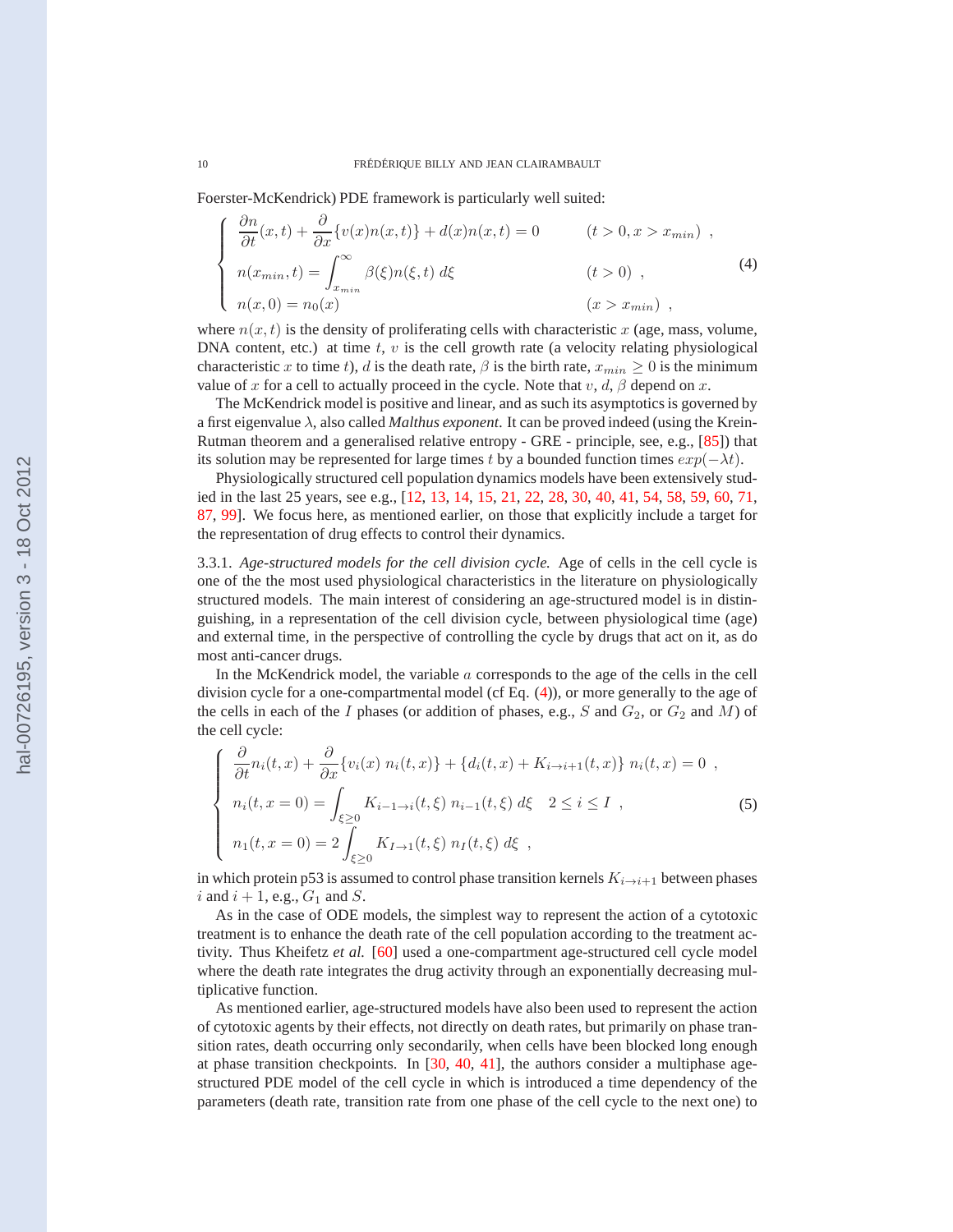Foerster-McKendrick) PDE framework is particularly well suited:

$$
\begin{cases}
\dfrac{\partial n}{\partial t}(x,t) + \dfrac{\partial}{\partial x}\{v(x)n(x,t)\} + d(x)n(x,t) = 0 & (t > 0, x > x_{min}) \ , \\
n(x_{min}, t) = \displaystyle\int_{x_{min}}^{\infty} \beta(\xi) n(\xi, t) \, d\xi & (t > 0) \ , \\
n(x, 0) = n_0(x) & (x > x_{min}) \ ,
\end{cases}
\tag{4}
$$

where $n(x,t)$ is the density of proliferating cells with characteristic $x$ (age, mass, volume, DNA content, etc.) at time $t$, $v$ is the cell growth rate (a velocity relating physiological characteristic $x$ to time $t$), $d$ is the death rate, $\beta$ is the birth rate, $x_{min} \geq 0$ is the minimum value of $x$ for a cell to actually proceed in the cycle. Note that $v$, $d$, $\beta$ depend on $x$.

The McKendrick model is positive and linear, and as such its asymptotics is governed by a first eigenvalue $\lambda$, also called *Malthus exponent*. It can be proved indeed (using the Krein-Rutman theorem and a generalised relative entropy - GRE - principle, see, e.g., [85]) that its solution may be represented for large times $t$ by a bounded function times $exp(-\lambda t)$.

Physiologically structured cell population dynamics models have been extensively studied in the last 25 years, see e.g., [12, 13, 14, 15, 21, 22, 28, 30, 40, 41, 54, 58, 59, 60, 71, 87, 99]. We focus here, as mentioned earlier, on those that explicitly include a target for the representation of drug effects to control their dynamics.

3.3.1. *Age-structured models for the cell division cycle.* Age of cells in the cell cycle is one of the the most used physiological characteristics in the literature on physiologically structured models. The main interest of considering an age-structured model is in distinguishing, in a representation of the cell division cycle, between physiological time (age) and external time, in the perspective of controlling the cycle by drugs that act on it, as do most anti-cancer drugs.

In the McKendrick model, the variable $a$ corresponds to the age of the cells in the cell division cycle for a one-compartmental model (cf Eq. (4)), or more generally to the age of the cells in each of the $I$ phases (or addition of phases, e.g., $S$ and $G_2$, or $G_2$ and $M$) of the cell cycle:

$$
\begin{cases}
\dfrac{\partial}{\partial t} n_i(t,x) + \dfrac{\partial}{\partial x}\{v_i(x) \, n_i(t,x)\} + \{d_i(t,x) + K_{i \to i+1}(t,x)\} \, n_i(t,x) = 0 \ , \\
n_i(t, x=0) = \displaystyle\int_{\xi \geq 0} K_{i-1 \to i}(t,\xi) \, n_{i-1}(t,\xi) \, d\xi \quad 2 \leq i \leq I \ , \\
n_1(t, x=0) = 2 \displaystyle\int_{\xi \geq 0} K_{I \to 1}(t,\xi) \, n_I(t,\xi) \, d\xi \ ,
\end{cases}
\tag{5}
$$

in which protein p53 is assumed to control phase transition kernels $K_{i \to i+1}$ between phases $i$ and $i+1$, e.g., $G_1$ and $S$.

As in the case of ODE models, the simplest way to represent the action of a cytotoxic treatment is to enhance the death rate of the cell population according to the treatment activity. Thus Kheifetz *et al.* [60] used a one-compartment age-structured cell cycle model where the death rate integrates the drug activity through an exponentially decreasing multiplicative function.

As mentioned earlier, age-structured models have also been used to represent the action of cytotoxic agents by their effects, not directly on death rates, but primarily on phase transition rates, death occurring only secondarily, when cells have been blocked long enough at phase transition checkpoints. In [30, 40, 41], the authors consider a multiphase age-structured PDE model of the cell cycle in which is introduced a time dependency of the parameters (death rate, transition rate from one phase of the cell cycle to the next one) to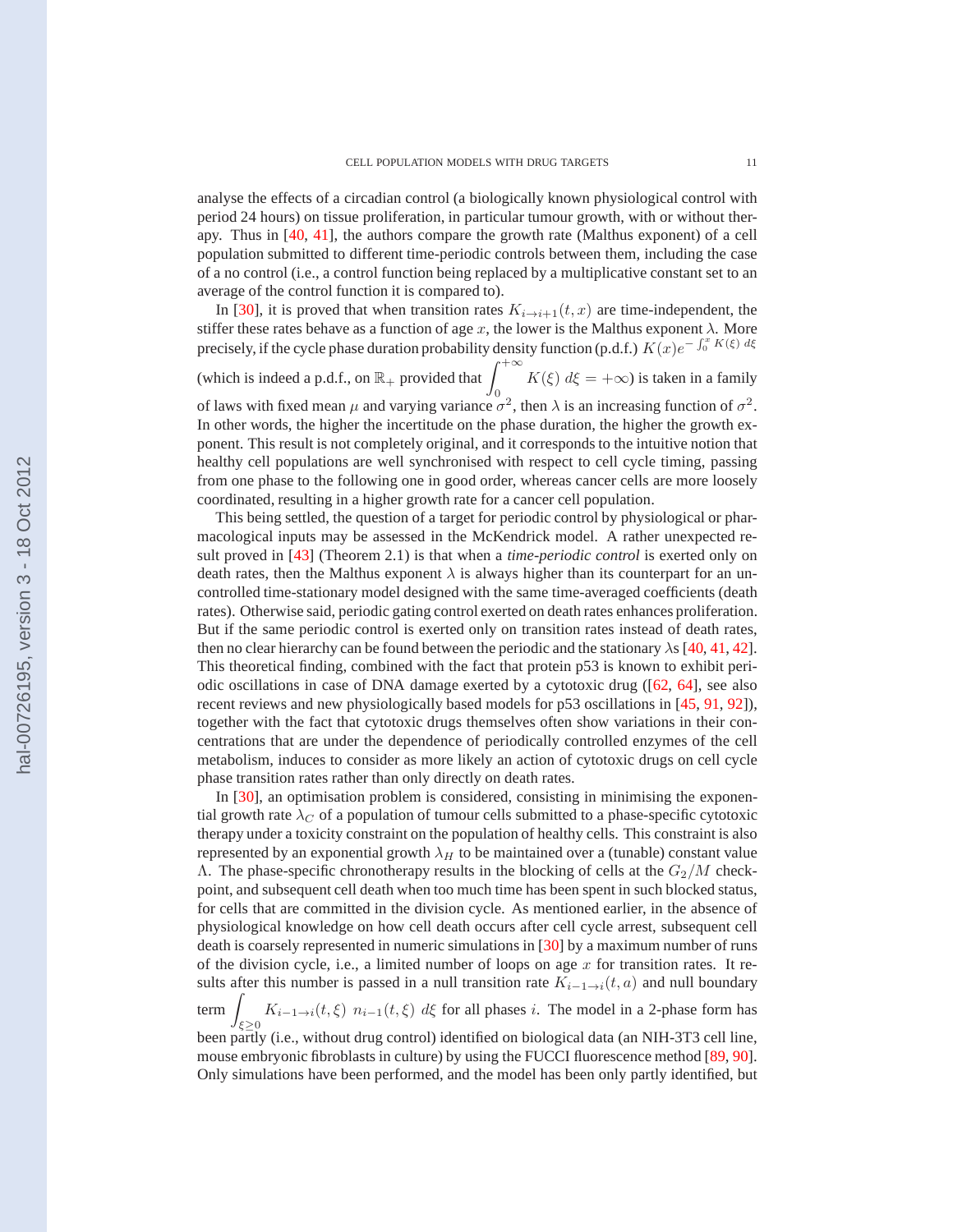analyse the effects of a circadian control (a biologically known physiological control with period 24 hours) on tissue proliferation, in particular tumour growth, with or without therapy. Thus in [40, 41], the authors compare the growth rate (Malthus exponent) of a cell population submitted to different time-periodic controls between them, including the case of a no control (i.e., a control function being replaced by a multiplicative constant set to an average of the control function it is compared to).

In [30], it is proved that when transition rates $K_{i\to i+1}(t,x)$ are time-independent, the stiffer these rates behave as a function of age $x$, the lower is the Malthus exponent $\lambda$. More precisely, if the cycle phase duration probability density function (p.d.f.) $K(x)e^{-\int_0^x K(\xi)\, d\xi}$ (which is indeed a p.d.f., on $\mathbb{R}_+$ provided that $\displaystyle\int_0^{+\infty} K(\xi)\, d\xi = +\infty$) is taken in a family of laws with fixed mean $\mu$ and varying variance $\sigma^2$, then $\lambda$ is an increasing function of $\sigma^2$. In other words, the higher the incertitude on the phase duration, the higher the growth exponent. This result is not completely original, and it corresponds to the intuitive notion that healthy cell populations are well synchronised with respect to cell cycle timing, passing from one phase to the following one in good order, whereas cancer cells are more loosely coordinated, resulting in a higher growth rate for a cancer cell population.

This being settled, the question of a target for periodic control by physiological or pharmacological inputs may be assessed in the McKendrick model. A rather unexpected result proved in [43] (Theorem 2.1) is that when a *time-periodic control* is exerted only on death rates, then the Malthus exponent $\lambda$ is always higher than its counterpart for an uncontrolled time-stationary model designed with the same time-averaged coefficients (death rates). Otherwise said, periodic gating control exerted on death rates enhances proliferation. But if the same periodic control is exerted only on transition rates instead of death rates, then no clear hierarchy can be found between the periodic and the stationary $\lambda$s [40, 41, 42]. This theoretical finding, combined with the fact that protein p53 is known to exhibit periodic oscillations in case of DNA damage exerted by a cytotoxic drug ([62, 64], see also recent reviews and new physiologically based models for p53 oscillations in [45, 91, 92]), together with the fact that cytotoxic drugs themselves often show variations in their concentrations that are under the dependence of periodically controlled enzymes of the cell metabolism, induces to consider as more likely an action of cytotoxic drugs on cell cycle phase transition rates rather than only directly on death rates.

In [30], an optimisation problem is considered, consisting in minimising the exponential growth rate $\lambda_C$ of a population of tumour cells submitted to a phase-specific cytotoxic therapy under a toxicity constraint on the population of healthy cells. This constraint is also represented by an exponential growth $\lambda_H$ to be maintained over a (tunable) constant value $\Lambda$. The phase-specific chronotherapy results in the blocking of cells at the $G_2/M$ checkpoint, and subsequent cell death when too much time has been spent in such blocked status, for cells that are committed in the division cycle. As mentioned earlier, in the absence of physiological knowledge on how cell death occurs after cell cycle arrest, subsequent cell death is coarsely represented in numeric simulations in [30] by a maximum number of runs of the division cycle, i.e., a limited number of loops on age $x$ for transition rates. It results after this number is passed in a null transition rate $K_{i-1\to i}(t,a)$ and null boundary term $\displaystyle\int_{\xi\geq 0} K_{i-1\to i}(t,\xi)\; n_{i-1}(t,\xi)\; d\xi$ for all phases $i$. The model in a 2-phase form has been partly (i.e., without drug control) identified on biological data (an NIH-3T3 cell line, mouse embryonic fibroblasts in culture) by using the FUCCI fluorescence method [89, 90]. Only simulations have been performed, and the model has been only partly identified, but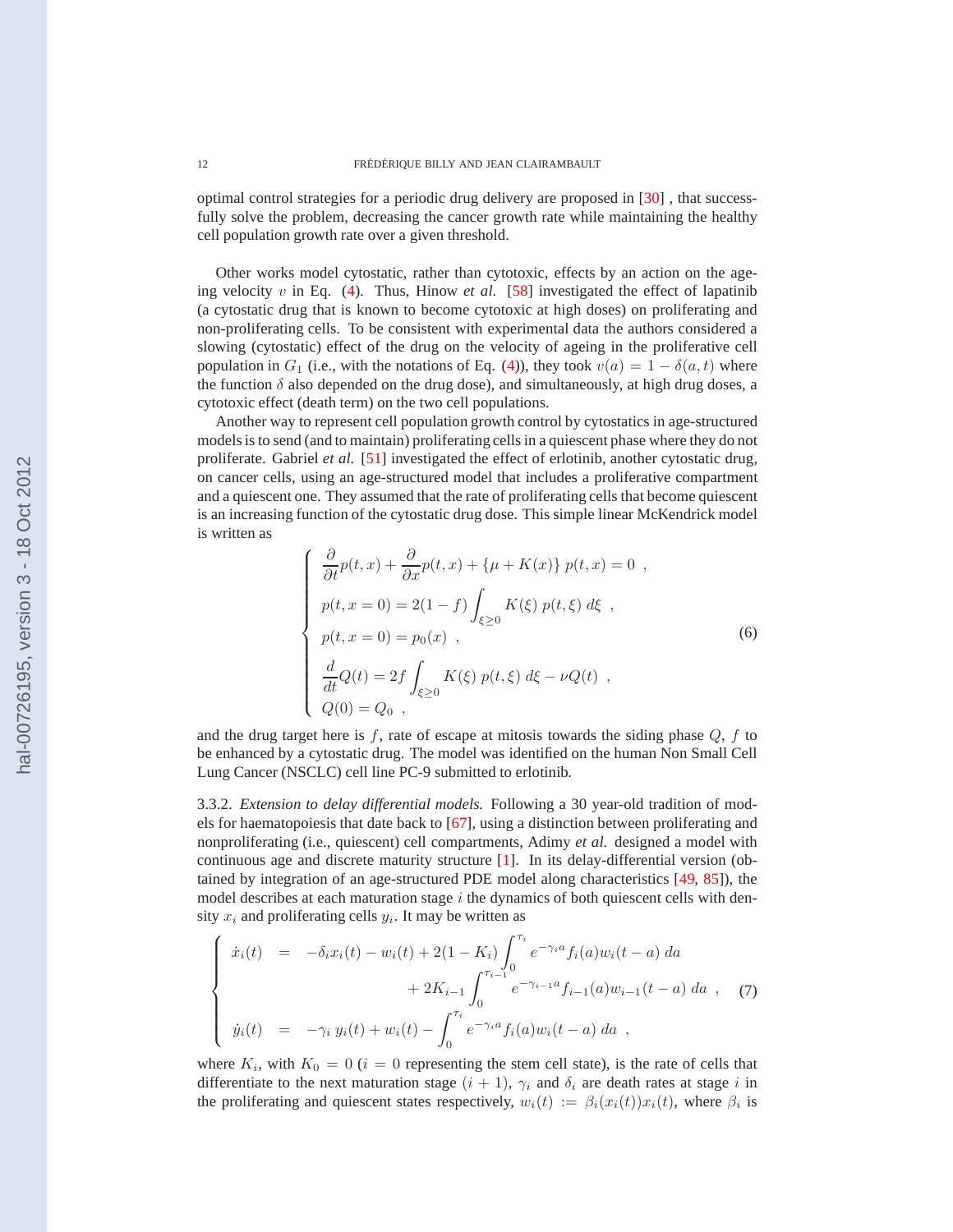optimal control strategies for a periodic drug delivery are proposed in [30] , that successfully solve the problem, decreasing the cancer growth rate while maintaining the healthy cell population growth rate over a given threshold.

Other works model cytostatic, rather than cytotoxic, effects by an action on the ageing velocity $v$ in Eq. (4). Thus, Hinow *et al.* [58] investigated the effect of lapatinib (a cytostatic drug that is known to become cytotoxic at high doses) on proliferating and non-proliferating cells. To be consistent with experimental data the authors considered a slowing (cytostatic) effect of the drug on the velocity of ageing in the proliferative cell population in $G_1$ (i.e., with the notations of Eq. (4)), they took $v(a) = 1 - \delta(a, t)$ where the function $\delta$ also depended on the drug dose), and simultaneously, at high drug doses, a cytotoxic effect (death term) on the two cell populations.

Another way to represent cell population growth control by cytostatics in age-structured models is to send (and to maintain) proliferating cells in a quiescent phase where they do not proliferate. Gabriel *et al.* [51] investigated the effect of erlotinib, another cytostatic drug, on cancer cells, using an age-structured model that includes a proliferative compartment and a quiescent one. They assumed that the rate of proliferating cells that become quiescent is an increasing function of the cytostatic drug dose. This simple linear McKendrick model is written as

$$
\left\{
\begin{array}{l}
\dfrac{\partial}{\partial t}p(t,x) + \dfrac{\partial}{\partial x}p(t,x) + \{\mu + K(x)\}\, p(t,x) = 0 \ , \\[2mm]
p(t, x = 0) = 2(1-f)\displaystyle\int_{\xi \geq 0} K(\xi)\, p(t,\xi)\, d\xi \ , \\[2mm]
p(t, x = 0) = p_0(x) \ , \\[2mm]
\dfrac{d}{dt}Q(t) = 2f\displaystyle\int_{\xi \geq 0} K(\xi)\, p(t,\xi)\, d\xi - \nu Q(t) \ , \\[2mm]
Q(0) = Q_0 \ ,
\end{array}
\right.
\tag{6}
$$

and the drug target here is $f$, rate of escape at mitosis towards the siding phase $Q$, $f$ to be enhanced by a cytostatic drug. The model was identified on the human Non Small Cell Lung Cancer (NSCLC) cell line PC-9 submitted to erlotinib.

3.3.2. *Extension to delay differential models.* Following a 30 year-old tradition of models for haematopoiesis that date back to [67], using a distinction between proliferating and nonproliferating (i.e., quiescent) cell compartments, Adimy *et al.* designed a model with continuous age and discrete maturity structure [1]. In its delay-differential version (obtained by integration of an age-structured PDE model along characteristics [49, 85]), the model describes at each maturation stage $i$ the dynamics of both quiescent cells with density $x_i$ and proliferating cells $y_i$. It may be written as

$$
\left\{
\begin{array}{rcl}
\dot{x}_i(t) & = & -\delta_i x_i(t) - w_i(t) + 2(1-K_i)\displaystyle\int_0^{\tau_i} e^{-\gamma_i a} f_i(a) w_i(t-a)\, da \\[2mm]
 & & \qquad + \, 2K_{i-1}\displaystyle\int_0^{\tau_{i-1}} e^{-\gamma_{i-1} a} f_{i-1}(a) w_{i-1}(t-a)\, da \ , \\[2mm]
\dot{y}_i(t) & = & -\gamma_i\, y_i(t) + w_i(t) - \displaystyle\int_0^{\tau_i} e^{-\gamma_i a} f_i(a) w_i(t-a)\, da \ ,
\end{array}
\right.
\tag{7}
$$

where $K_i$, with $K_0 = 0$ ($i = 0$ representing the stem cell state), is the rate of cells that differentiate to the next maturation stage $(i+1)$, $\gamma_i$ and $\delta_i$ are death rates at stage $i$ in the proliferating and quiescent states respectively, $w_i(t) := \beta_i(x_i(t))x_i(t)$, where $\beta_i$ is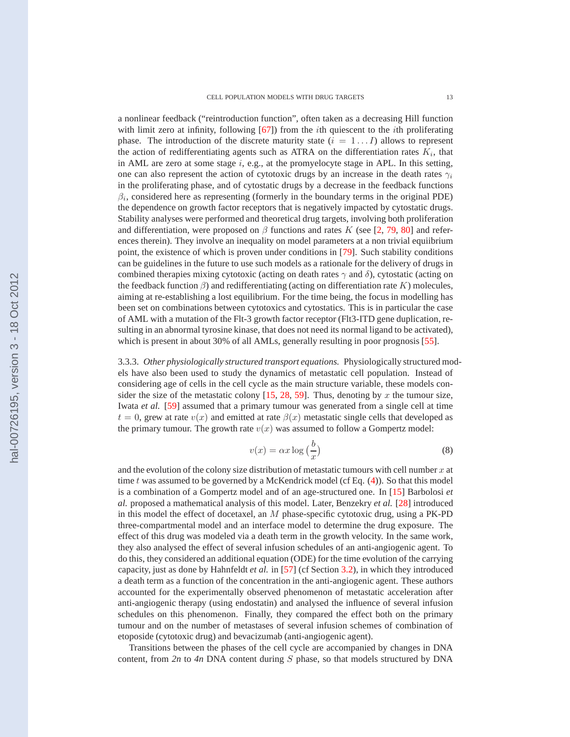a nonlinear feedback ("reintroduction function", often taken as a decreasing Hill function with limit zero at infinity, following [67]) from the $i$th quiescent to the $i$th proliferating phase. The introduction of the discrete maturity state ($i = 1 \ldots I$) allows to represent the action of redifferentiating agents such as ATRA on the differentiation rates $K_i$, that in AML are zero at some stage $i$, e.g., at the promyelocyte stage in APL. In this setting, one can also represent the action of cytotoxic drugs by an increase in the death rates $\gamma_i$ in the proliferating phase, and of cytostatic drugs by a decrease in the feedback functions $\beta_i$, considered here as representing (formerly in the boundary terms in the original PDE) the dependence on growth factor receptors that is negatively impacted by cytostatic drugs. Stability analyses were performed and theoretical drug targets, involving both proliferation and differentiation, were proposed on $\beta$ functions and rates $K$ (see [2, 79, 80] and references therein). They involve an inequality on model parameters at a non trivial equiibrium point, the existence of which is proven under conditions in [79]. Such stability conditions can be guidelines in the future to use such models as a rationale for the delivery of drugs in combined therapies mixing cytotoxic (acting on death rates $\gamma$ and $\delta$), cytostatic (acting on the feedback function $\beta$) and redifferentiating (acting on differentiation rate $K$) molecules, aiming at re-establishing a lost equilibrium. For the time being, the focus in modelling has been set on combinations between cytotoxics and cytostatics. This is in particular the case of AML with a mutation of the Flt-3 growth factor receptor (Flt3-ITD gene duplication, resulting in an abnormal tyrosine kinase, that does not need its normal ligand to be activated), which is present in about 30% of all AMLs, generally resulting in poor prognosis [55].

3.3.3. *Other physiologically structured transport equations.* Physiologically structured models have also been used to study the dynamics of metastatic cell population. Instead of considering age of cells in the cell cycle as the main structure variable, these models consider the size of the metastatic colony [15, 28, 59]. Thus, denoting by $x$ the tumour size, Iwata *et al.* [59] assumed that a primary tumour was generated from a single cell at time $t = 0$, grew at rate $v(x)$ and emitted at rate $\beta(x)$ metastatic single cells that developed as the primary tumour. The growth rate $v(x)$ was assumed to follow a Gompertz model:

$$v(x) = \alpha x \log\left(\frac{b}{x}\right) \tag{8}$$

and the evolution of the colony size distribution of metastatic tumours with cell number $x$ at time $t$ was assumed to be governed by a McKendrick model (cf Eq. (4)). So that this model is a combination of a Gompertz model and of an age-structured one. In [15] Barbolosi *et al.* proposed a mathematical analysis of this model. Later, Benzekry *et al.* [28] introduced in this model the effect of docetaxel, an $M$ phase-specific cytotoxic drug, using a PK-PD three-compartmental model and an interface model to determine the drug exposure. The effect of this drug was modeled via a death term in the growth velocity. In the same work, they also analysed the effect of several infusion schedules of an anti-angiogenic agent. To do this, they considered an additional equation (ODE) for the time evolution of the carrying capacity, just as done by Hahnfeldt *et al.* in [57] (cf Section 3.2), in which they introduced a death term as a function of the concentration in the anti-angiogenic agent. These authors accounted for the experimentally observed phenomenon of metastatic acceleration after anti-angiogenic therapy (using endostatin) and analysed the influence of several infusion schedules on this phenomenon. Finally, they compared the effect both on the primary tumour and on the number of metastases of several infusion schemes of combination of etoposide (cytotoxic drug) and bevacizumab (anti-angiogenic agent).

Transitions between the phases of the cell cycle are accompanied by changes in DNA content, from *2n* to *4n* DNA content during $S$ phase, so that models structured by DNA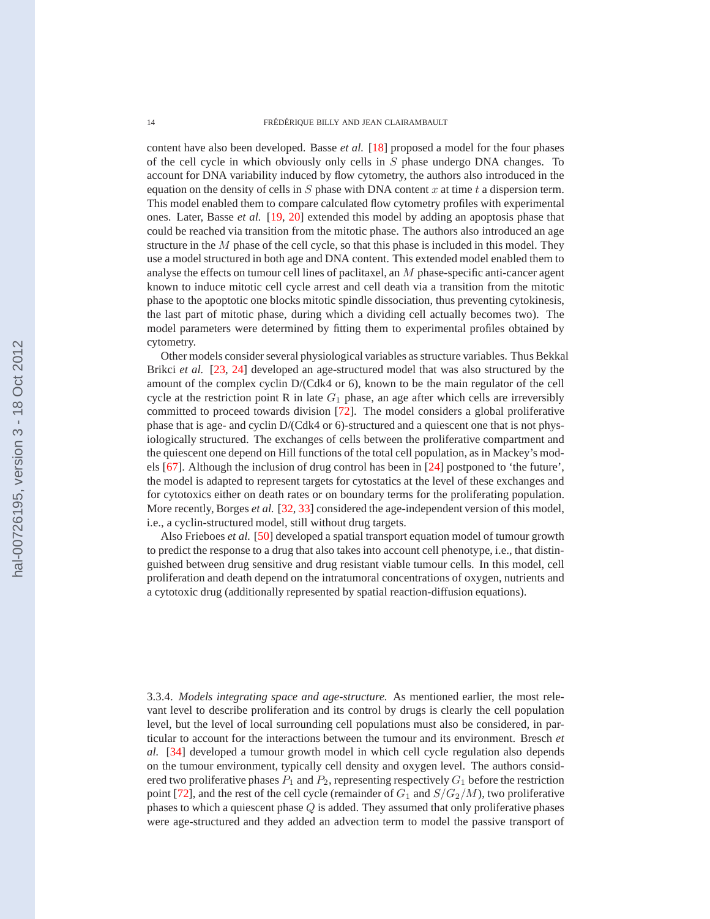content have also been developed. Basse *et al.* [18] proposed a model for the four phases of the cell cycle in which obviously only cells in $S$ phase undergo DNA changes. To account for DNA variability induced by flow cytometry, the authors also introduced in the equation on the density of cells in $S$ phase with DNA content $x$ at time $t$ a dispersion term. This model enabled them to compare calculated flow cytometry profiles with experimental ones. Later, Basse *et al.* [19, 20] extended this model by adding an apoptosis phase that could be reached via transition from the mitotic phase. The authors also introduced an age structure in the $M$ phase of the cell cycle, so that this phase is included in this model. They use a model structured in both age and DNA content. This extended model enabled them to analyse the effects on tumour cell lines of paclitaxel, an $M$ phase-specific anti-cancer agent known to induce mitotic cell cycle arrest and cell death via a transition from the mitotic phase to the apoptotic one blocks mitotic spindle dissociation, thus preventing cytokinesis, the last part of mitotic phase, during which a dividing cell actually becomes two). The model parameters were determined by fitting them to experimental profiles obtained by cytometry.

Other models consider several physiological variables as structure variables. Thus Bekkal Brikci *et al.* [23, 24] developed an age-structured model that was also structured by the amount of the complex cyclin D/(Cdk4 or 6), known to be the main regulator of the cell cycle at the restriction point R in late $G_1$ phase, an age after which cells are irreversibly committed to proceed towards division [72]. The model considers a global proliferative phase that is age- and cyclin D/(Cdk4 or 6)-structured and a quiescent one that is not physiologically structured. The exchanges of cells between the proliferative compartment and the quiescent one depend on Hill functions of the total cell population, as in Mackey's models [67]. Although the inclusion of drug control has been in [24] postponed to 'the future', the model is adapted to represent targets for cytostatics at the level of these exchanges and for cytotoxics either on death rates or on boundary terms for the proliferating population. More recently, Borges *et al.* [32, 33] considered the age-independent version of this model, i.e., a cyclin-structured model, still without drug targets.

Also Frieboes *et al.* [50] developed a spatial transport equation model of tumour growth to predict the response to a drug that also takes into account cell phenotype, i.e., that distinguished between drug sensitive and drug resistant viable tumour cells. In this model, cell proliferation and death depend on the intratumoral concentrations of oxygen, nutrients and a cytotoxic drug (additionally represented by spatial reaction-diffusion equations).

3.3.4. *Models integrating space and age-structure.* As mentioned earlier, the most relevant level to describe proliferation and its control by drugs is clearly the cell population level, but the level of local surrounding cell populations must also be considered, in particular to account for the interactions between the tumour and its environment. Bresch *et al.* [34] developed a tumour growth model in which cell cycle regulation also depends on the tumour environment, typically cell density and oxygen level. The authors considered two proliferative phases $P_1$ and $P_2$, representing respectively $G_1$ before the restriction point [72], and the rest of the cell cycle (remainder of $G_1$ and $S/G_2/M$), two proliferative phases to which a quiescent phase $Q$ is added. They assumed that only proliferative phases were age-structured and they added an advection term to model the passive transport of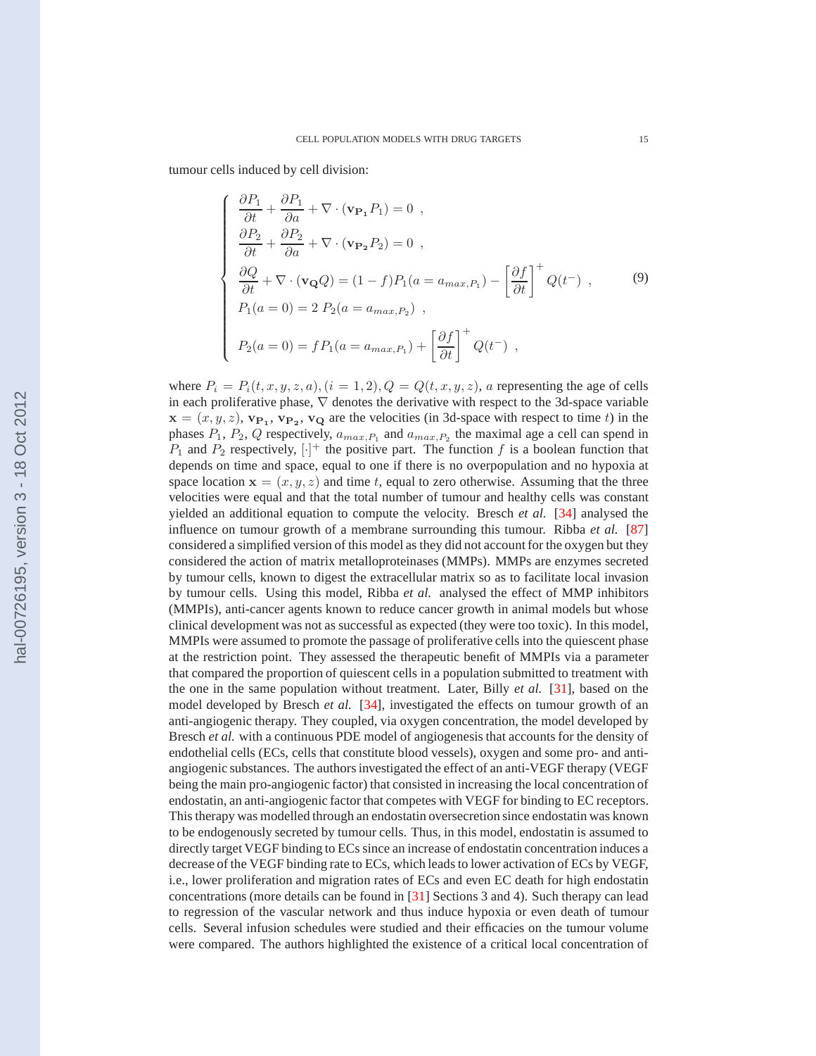tumour cells induced by cell division:

$$
\begin{cases}
\dfrac{\partial P_1}{\partial t} + \dfrac{\partial P_1}{\partial a} + \nabla \cdot (\mathbf{v_{P_1}} P_1) = 0 \ , \\
\dfrac{\partial P_2}{\partial t} + \dfrac{\partial P_2}{\partial a} + \nabla \cdot (\mathbf{v_{P_2}} P_2) = 0 \ , \\
\dfrac{\partial Q}{\partial t} + \nabla \cdot (\mathbf{v_Q} Q) = (1-f) P_1(a = a_{max,P_1}) - \left[\dfrac{\partial f}{\partial t}\right]^+ Q(t^-) \ , \\
P_1(a=0) = 2 \ P_2(a = a_{max,P_2}) \ , \\
P_2(a=0) = f P_1(a = a_{max,P_1}) + \left[\dfrac{\partial f}{\partial t}\right]^+ Q(t^-) \ ,
\end{cases}
\tag{9}
$$

where $P_i = P_i(t,x,y,z,a), (i = 1,2), Q = Q(t,x,y,z)$, $a$ representing the age of cells in each proliferative phase, $\nabla$ denotes the derivative with respect to the 3d-space variable $\mathbf{x} = (x,y,z)$, $\mathbf{v_{P_1}}$, $\mathbf{v_{P_2}}$, $\mathbf{v_Q}$ are the velocities (in 3d-space with respect to time $t$) in the phases $P_1$, $P_2$, $Q$ respectively, $a_{max,P_1}$ and $a_{max,P_2}$ the maximal age a cell can spend in $P_1$ and $P_2$ respectively, $[\cdot]^+$ the positive part. The function $f$ is a boolean function that depends on time and space, equal to one if there is no overpopulation and no hypoxia at space location $\mathbf{x} = (x,y,z)$ and time $t$, equal to zero otherwise. Assuming that the three velocities were equal and that the total number of tumour and healthy cells was constant yielded an additional equation to compute the velocity. Bresch *et al.* [34] analysed the influence on tumour growth of a membrane surrounding this tumour. Ribba *et al.* [87] considered a simplified version of this model as they did not account for the oxygen but they considered the action of matrix metalloproteinases (MMPs). MMPs are enzymes secreted by tumour cells, known to digest the extracellular matrix so as to facilitate local invasion by tumour cells. Using this model, Ribba *et al.* analysed the effect of MMP inhibitors (MMPIs), anti-cancer agents known to reduce cancer growth in animal models but whose clinical development was not as successful as expected (they were too toxic). In this model, MMPIs were assumed to promote the passage of proliferative cells into the quiescent phase at the restriction point. They assessed the therapeutic benefit of MMPIs via a parameter that compared the proportion of quiescent cells in a population submitted to treatment with the one in the same population without treatment. Later, Billy *et al.* [31], based on the model developed by Bresch *et al.* [34], investigated the effects on tumour growth of an anti-angiogenic therapy. They coupled, via oxygen concentration, the model developed by Bresch *et al.* with a continuous PDE model of angiogenesis that accounts for the density of endothelial cells (ECs, cells that constitute blood vessels), oxygen and some pro- and anti-angiogenic substances. The authors investigated the effect of an anti-VEGF therapy (VEGF being the main pro-angiogenic factor) that consisted in increasing the local concentration of endostatin, an anti-angiogenic factor that competes with VEGF for binding to EC receptors. This therapy was modelled through an endostatin oversecretion since endostatin was known to be endogenously secreted by tumour cells. Thus, in this model, endostatin is assumed to directly target VEGF binding to ECs since an increase of endostatin concentration induces a decrease of the VEGF binding rate to ECs, which leads to lower activation of ECs by VEGF, i.e., lower proliferation and migration rates of ECs and even EC death for high endostatin concentrations (more details can be found in [31] Sections 3 and 4). Such therapy can lead to regression of the vascular network and thus induce hypoxia or even death of tumour cells. Several infusion schedules were studied and their efficacies on the tumour volume were compared. The authors highlighted the existence of a critical local concentration of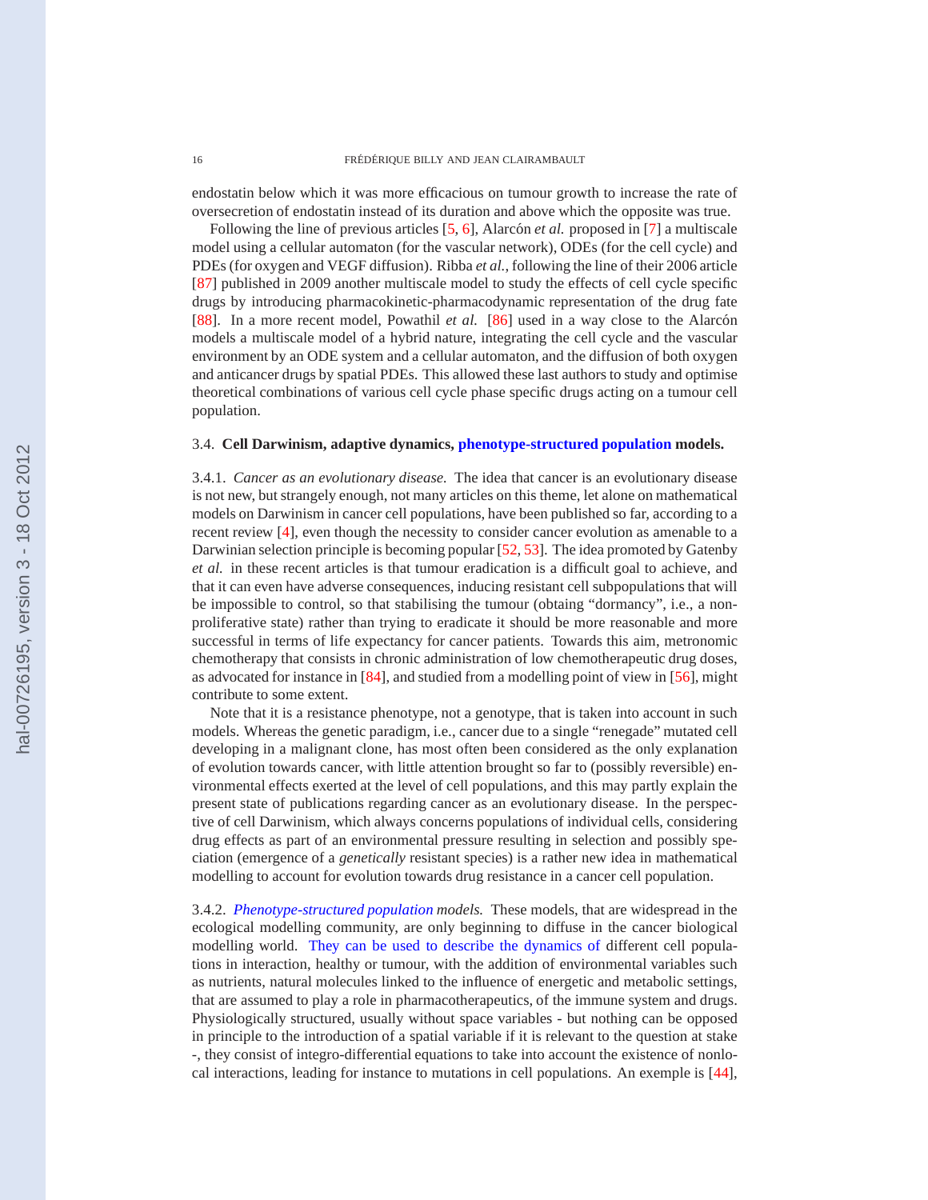endostatin below which it was more efficacious on tumour growth to increase the rate of oversecretion of endostatin instead of its duration and above which the opposite was true.

Following the line of previous articles [5, 6], Alarcón *et al.* proposed in [7] a multiscale model using a cellular automaton (for the vascular network), ODEs (for the cell cycle) and PDEs (for oxygen and VEGF diffusion). Ribba *et al.*, following the line of their 2006 article [87] published in 2009 another multiscale model to study the effects of cell cycle specific drugs by introducing pharmacokinetic-pharmacodynamic representation of the drug fate [88]. In a more recent model, Powathil *et al.* [86] used in a way close to the Alarcón models a multiscale model of a hybrid nature, integrating the cell cycle and the vascular environment by an ODE system and a cellular automaton, and the diffusion of both oxygen and anticancer drugs by spatial PDEs. This allowed these last authors to study and optimise theoretical combinations of various cell cycle phase specific drugs acting on a tumour cell population.

### 3.4. Cell Darwinism, adaptive dynamics, phenotype-structured population models.

3.4.1. *Cancer as an evolutionary disease.* The idea that cancer is an evolutionary disease is not new, but strangely enough, not many articles on this theme, let alone on mathematical models on Darwinism in cancer cell populations, have been published so far, according to a recent review [4], even though the necessity to consider cancer evolution as amenable to a Darwinian selection principle is becoming popular [52, 53]. The idea promoted by Gatenby *et al.* in these recent articles is that tumour eradication is a difficult goal to achieve, and that it can even have adverse consequences, inducing resistant cell subpopulations that will be impossible to control, so that stabilising the tumour (obtaing "dormancy", i.e., a non-proliferative state) rather than trying to eradicate it should be more reasonable and more successful in terms of life expectancy for cancer patients. Towards this aim, metronomic chemotherapy that consists in chronic administration of low chemotherapeutic drug doses, as advocated for instance in [84], and studied from a modelling point of view in [56], might contribute to some extent.

Note that it is a resistance phenotype, not a genotype, that is taken into account in such models. Whereas the genetic paradigm, i.e., cancer due to a single "renegade" mutated cell developing in a malignant clone, has most often been considered as the only explanation of evolution towards cancer, with little attention brought so far to (possibly reversible) environmental effects exerted at the level of cell populations, and this may partly explain the present state of publications regarding cancer as an evolutionary disease. In the perspective of cell Darwinism, which always concerns populations of individual cells, considering drug effects as part of an environmental pressure resulting in selection and possibly speciation (emergence of a *genetically* resistant species) is a rather new idea in mathematical modelling to account for evolution towards drug resistance in a cancer cell population.

3.4.2. *Phenotype-structured population models.* These models, that are widespread in the ecological modelling community, are only beginning to diffuse in the cancer biological modelling world. They can be used to describe the dynamics of different cell populations in interaction, healthy or tumour, with the addition of environmental variables such as nutrients, natural molecules linked to the influence of energetic and metabolic settings, that are assumed to play a role in pharmacotherapeutics, of the immune system and drugs. Physiologically structured, usually without space variables - but nothing can be opposed in principle to the introduction of a spatial variable if it is relevant to the question at stake -, they consist of integro-differential equations to take into account the existence of nonlocal interactions, leading for instance to mutations in cell populations. An exemple is [44],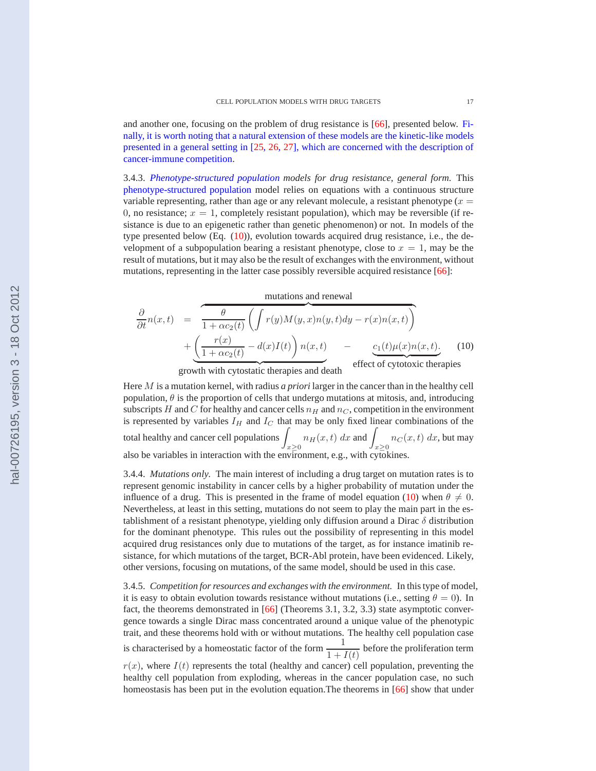and another one, focusing on the problem of drug resistance is [66], presented below. Finally, it is worth noting that a natural extension of these models are the kinetic-like models presented in a general setting in [25, 26, 27], which are concerned with the description of cancer-immune competition.

3.4.3. *Phenotype-structured population models for drug resistance, general form.* This phenotype-structured population model relies on equations with a continuous structure variable representing, rather than age or any relevant molecule, a resistant phenotype ($x = 0$, no resistance; $x = 1$, completely resistant population), which may be reversible (if resistance is due to an epigenetic rather than genetic phenomenon) or not. In models of the type presented below (Eq. (10)), evolution towards acquired drug resistance, i.e., the development of a subpopulation bearing a resistant phenotype, close to $x = 1$, may be the result of mutations, but it may also be the result of exchanges with the environment, without mutations, representing in the latter case possibly reversible acquired resistance [66]:

$$
\begin{aligned}
\frac{\partial}{\partial t}n(x,t) \;=\;& \overbrace{\frac{\theta}{1+\alpha c_2(t)}\left(\int r(y)M(y,x)n(y,t)dy - r(x)n(x,t)\right)}^{\text{mutations and renewal}} \\
&+ \underbrace{\left(\frac{r(x)}{1+\alpha c_2(t)} - d(x)I(t)\right)n(x,t)}_{\text{growth with cytostatic therapies and death}} \;-\; \underbrace{c_1(t)\mu(x)n(x,t).}_{\text{effect of cytotoxic therapies}}
\end{aligned}
\tag{10}
$$

Here $M$ is a mutation kernel, with radius *a priori* larger in the cancer than in the healthy cell population, $\theta$ is the proportion of cells that undergo mutations at mitosis, and, introducing subscripts $H$ and $C$ for healthy and cancer cells $n_H$ and $n_C$, competition in the environment is represented by variables $I_H$ and $I_C$ that may be only fixed linear combinations of the total healthy and cancer cell populations $\int_{x\geq 0} n_H(x,t)\,dx$ and $\int_{x\geq 0} n_C(x,t)\,dx$, but may also be variables in interaction with the environment, e.g., with cytokines.

3.4.4. *Mutations only.* The main interest of including a drug target on mutation rates is to represent genomic instability in cancer cells by a higher probability of mutation under the influence of a drug. This is presented in the frame of model equation (10) when $\theta \neq 0$. Nevertheless, at least in this setting, mutations do not seem to play the main part in the establishment of a resistant phenotype, yielding only diffusion around a Dirac $\delta$ distribution for the dominant phenotype. This rules out the possibility of representing in this model acquired drug resistances only due to mutations of the target, as for instance imatinib resistance, for which mutations of the target, BCR-Abl protein, have been evidenced. Likely, other versions, focusing on mutations, of the same model, should be used in this case.

3.4.5. *Competition for resources and exchanges with the environment.* In this type of model, it is easy to obtain evolution towards resistance without mutations (i.e., setting $\theta = 0$). In fact, the theorems demonstrated in [66] (Theorems 3.1, 3.2, 3.3) state asymptotic convergence towards a single Dirac mass concentrated around a unique value of the phenotypic trait, and these theorems hold with or without mutations. The healthy cell population case is characterised by a homeostatic factor of the form $\frac{1}{1+I(t)}$ before the proliferation term $r(x)$, where $I(t)$ represents the total (healthy and cancer) cell population, preventing the healthy cell population from exploding, whereas in the cancer population case, no such homeostasis has been put in the evolution equation.The theorems in [66] show that under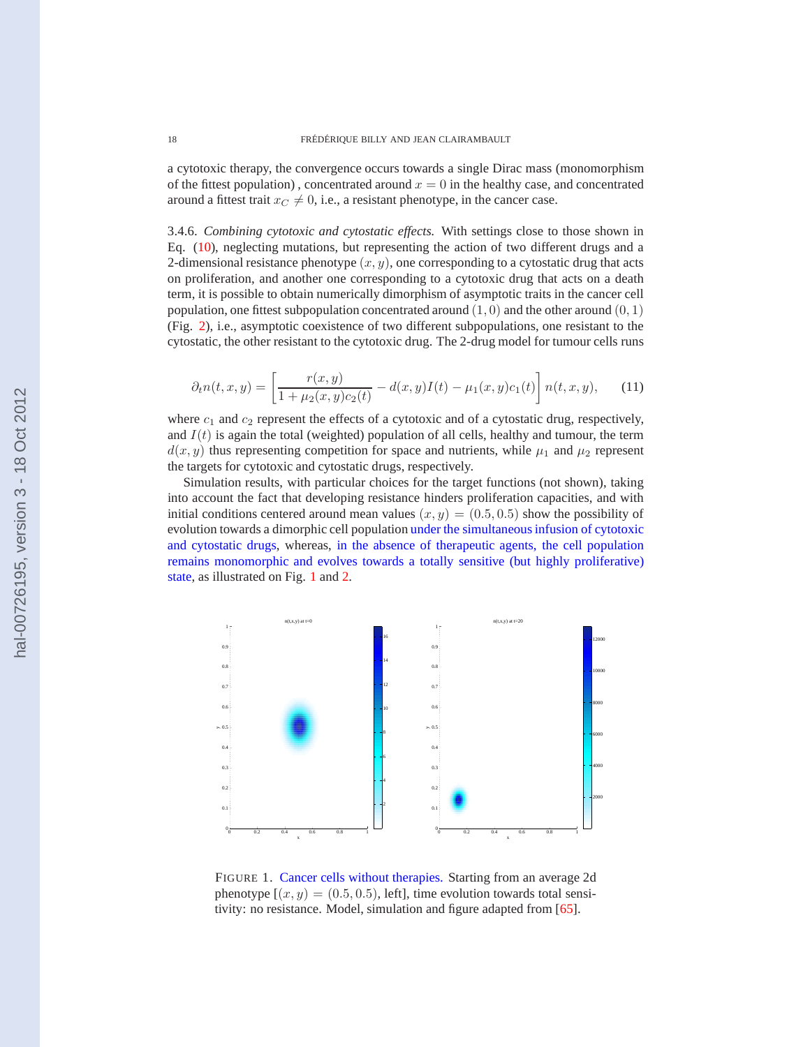a cytotoxic therapy, the convergence occurs towards a single Dirac mass (monomorphism of the fittest population) , concentrated around $x = 0$ in the healthy case, and concentrated around a fittest trait $x_C \neq 0$, i.e., a resistant phenotype, in the cancer case.

3.4.6. *Combining cytotoxic and cytostatic effects.* With settings close to those shown in Eq. (10), neglecting mutations, but representing the action of two different drugs and a 2-dimensional resistance phenotype $(x, y)$, one corresponding to a cytostatic drug that acts on proliferation, and another one corresponding to a cytotoxic drug that acts on a death term, it is possible to obtain numerically dimorphism of asymptotic traits in the cancer cell population, one fittest subpopulation concentrated around $(1, 0)$ and the other around $(0, 1)$ (Fig. 2), i.e., asymptotic coexistence of two different subpopulations, one resistant to the cytostatic, the other resistant to the cytotoxic drug. The 2-drug model for tumour cells runs

$$\partial_t n(t, x, y) = \left[ \frac{r(x, y)}{1 + \mu_2(x, y)c_2(t)} - d(x, y)I(t) - \mu_1(x, y)c_1(t) \right] n(t, x, y), \qquad (11)$$

where $c_1$ and $c_2$ represent the effects of a cytotoxic and of a cytostatic drug, respectively, and $I(t)$ is again the total (weighted) population of all cells, healthy and tumour, the term $d(x, y)$ thus representing competition for space and nutrients, while $\mu_1$ and $\mu_2$ represent the targets for cytotoxic and cytostatic drugs, respectively.

Simulation results, with particular choices for the target functions (not shown), taking into account the fact that developing resistance hinders proliferation capacities, and with initial conditions centered around mean values $(x, y) = (0.5, 0.5)$ show the possibility of evolution towards a dimorphic cell population under the simultaneous infusion of cytotoxic and cytostatic drugs, whereas, in the absence of therapeutic agents, the cell population remains monomorphic and evolves towards a totally sensitive (but highly proliferative) state, as illustrated on Fig. 1 and 2.

FIGURE 1. Cancer cells without therapies. Starting from an average 2d phenotype [$(x, y) = (0.5, 0.5)$, left], time evolution towards total sensitivity: no resistance. Model, simulation and figure adapted from [65].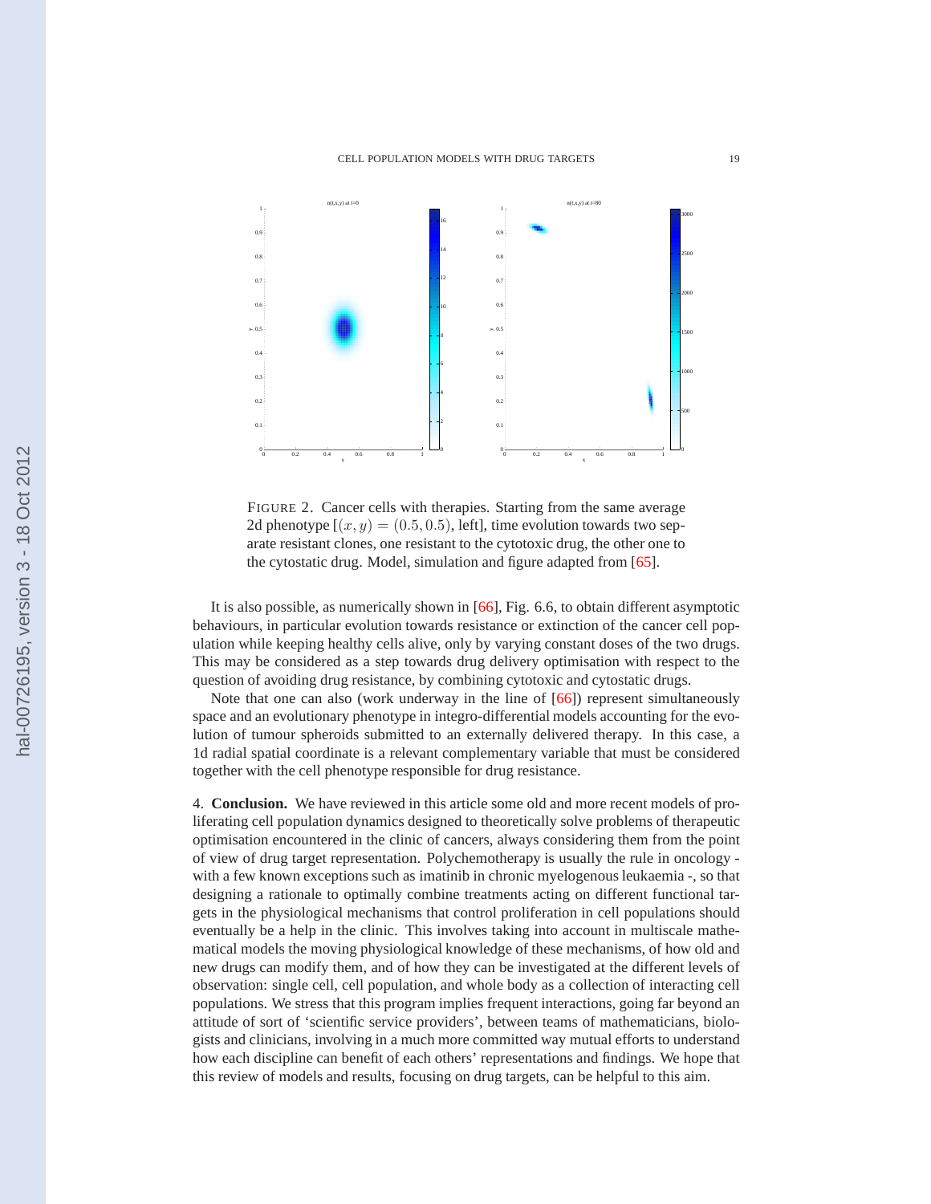FIGURE 2. Cancer cells with therapies. Starting from the same average 2d phenotype [$(x, y) = (0.5, 0.5)$, left], time evolution towards two separate resistant clones, one resistant to the cytotoxic drug, the other one to the cytostatic drug. Model, simulation and figure adapted from [65].

It is also possible, as numerically shown in [66], Fig. 6.6, to obtain different asymptotic behaviours, in particular evolution towards resistance or extinction of the cancer cell population while keeping healthy cells alive, only by varying constant doses of the two drugs. This may be considered as a step towards drug delivery optimisation with respect to the question of avoiding drug resistance, by combining cytotoxic and cytostatic drugs.

Note that one can also (work underway in the line of [66]) represent simultaneously space and an evolutionary phenotype in integro-differential models accounting for the evolution of tumour spheroids submitted to an externally delivered therapy. In this case, a 1d radial spatial coordinate is a relevant complementary variable that must be considered together with the cell phenotype responsible for drug resistance.

4. **Conclusion.** We have reviewed in this article some old and more recent models of proliferating cell population dynamics designed to theoretically solve problems of therapeutic optimisation encountered in the clinic of cancers, always considering them from the point of view of drug target representation. Polychemotherapy is usually the rule in oncology - with a few known exceptions such as imatinib in chronic myelogenous leukaemia -, so that designing a rationale to optimally combine treatments acting on different functional targets in the physiological mechanisms that control proliferation in cell populations should eventually be a help in the clinic. This involves taking into account in multiscale mathematical models the moving physiological knowledge of these mechanisms, of how old and new drugs can modify them, and of how they can be investigated at the different levels of observation: single cell, cell population, and whole body as a collection of interacting cell populations. We stress that this program implies frequent interactions, going far beyond an attitude of sort of 'scientific service providers', between teams of mathematicians, biologists and clinicians, involving in a much more committed way mutual efforts to understand how each discipline can benefit of each others' representations and findings. We hope that this review of models and results, focusing on drug targets, can be helpful to this aim.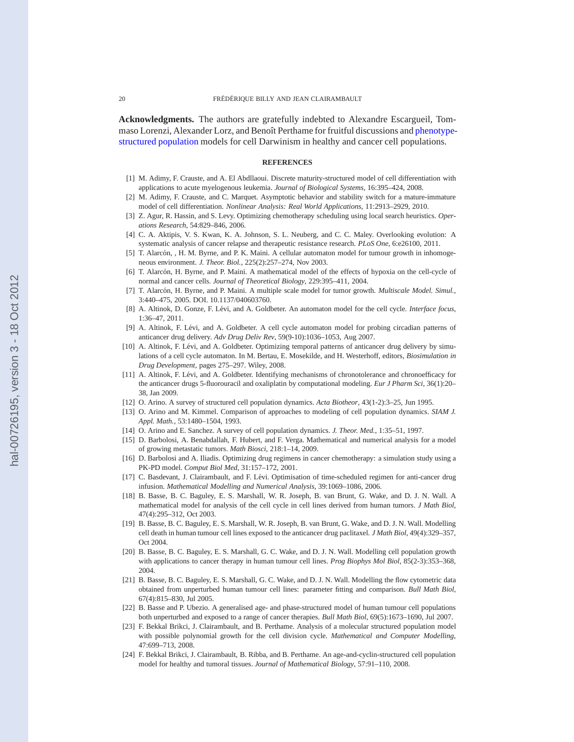**Acknowledgments.** The authors are gratefully indebted to Alexandre Escargueil, Tommaso Lorenzi, Alexander Lorz, and Benoît Perthame for fruitful discussions and phenotype-structured population models for cell Darwinism in healthy and cancer cell populations.

## REFERENCES

[1] M. Adimy, F. Crauste, and A. El Abdllaoui. Discrete maturity-structured model of cell differentiation with applications to acute myelogenous leukemia. *Journal of Biological Systems*, 16:395–424, 2008.

[2] M. Adimy, F. Crauste, and C. Marquet. Asymptotic behavior and stability switch for a mature-immature model of cell differentiation. *Nonlinear Analysis: Real World Applications*, 11:2913–2929, 2010.

[3] Z. Agur, R. Hassin, and S. Levy. Optimizing chemotherapy scheduling using local search heuristics. *Operations Research*, 54:829–846, 2006.

[4] C. A. Aktipis, V. S. Kwan, K. A. Johnson, S. L. Neuberg, and C. C. Maley. Overlooking evolution: A systematic analysis of cancer relapse and therapeutic resistance research. *PLoS One*, 6:e26100, 2011.

[5] T. Alarcón, , H. M. Byrne, and P. K. Maini. A cellular automaton model for tumour growth in inhomogeneous environment. *J. Theor. Biol.*, 225(2):257–274, Nov 2003.

[6] T. Alarcón, H. Byrne, and P. Maini. A mathematical model of the effects of hypoxia on the cell-cycle of normal and cancer cells. *Journal of Theoretical Biology*, 229:395–411, 2004.

[7] T. Alarcón, H. Byrne, and P. Maini. A multiple scale model for tumor growth. *Multiscale Model. Simul.*, 3:440–475, 2005. DOI. 10.1137/040603760.

[8] A. Altinok, D. Gonze, F. Lévi, and A. Goldbeter. An automaton model for the cell cycle. *Interface focus*, 1:36–47, 2011.

[9] A. Altinok, F. Lévi, and A. Goldbeter. A cell cycle automaton model for probing circadian patterns of anticancer drug delivery. *Adv Drug Deliv Rev*, 59(9-10):1036–1053, Aug 2007.

[10] A. Altinok, F. Lévi, and A. Goldbeter. Optimizing temporal patterns of anticancer drug delivery by simulations of a cell cycle automaton. In M. Bertau, E. Mosekilde, and H. Westerhoff, editors, *Biosimulation in Drug Development*, pages 275–297. Wiley, 2008.

[11] A. Altinok, F. Lévi, and A. Goldbeter. Identifying mechanisms of chronotolerance and chronoefficacy for the anticancer drugs 5-fluorouracil and oxaliplatin by computational modeling. *Eur J Pharm Sci*, 36(1):20–38, Jan 2009.

[12] O. Arino. A survey of structured cell population dynamics. *Acta Biotheor*, 43(1-2):3–25, Jun 1995.

[13] O. Arino and M. Kimmel. Comparison of approaches to modeling of cell population dynamics. *SIAM J. Appl. Math.*, 53:1480–1504, 1993.

[14] O. Arino and E. Sanchez. A survey of cell population dynamics. *J. Theor. Med.*, 1:35–51, 1997.

[15] D. Barbolosi, A. Benabdallah, F. Hubert, and F. Verga. Mathematical and numerical analysis for a model of growing metastatic tumors. *Math Biosci*, 218:1–14, 2009.

[16] D. Barbolosi and A. Iliadis. Optimizing drug regimens in cancer chemotherapy: a simulation study using a PK-PD model. *Comput Biol Med*, 31:157–172, 2001.

[17] C. Basdevant, J. Clairambault, and F. Lévi. Optimisation of time-scheduled regimen for anti-cancer drug infusion. *Mathematical Modelling and Numerical Analysis*, 39:1069–1086, 2006.

[18] B. Basse, B. C. Baguley, E. S. Marshall, W. R. Joseph, B. van Brunt, G. Wake, and D. J. N. Wall. A mathematical model for analysis of the cell cycle in cell lines derived from human tumors. *J Math Biol*, 47(4):295–312, Oct 2003.

[19] B. Basse, B. C. Baguley, E. S. Marshall, W. R. Joseph, B. van Brunt, G. Wake, and D. J. N. Wall. Modelling cell death in human tumour cell lines exposed to the anticancer drug paclitaxel. *J Math Biol*, 49(4):329–357, Oct 2004.

[20] B. Basse, B. C. Baguley, E. S. Marshall, G. C. Wake, and D. J. N. Wall. Modelling cell population growth with applications to cancer therapy in human tumour cell lines. *Prog Biophys Mol Biol*, 85(2-3):353–368, 2004.

[21] B. Basse, B. C. Baguley, E. S. Marshall, G. C. Wake, and D. J. N. Wall. Modelling the flow cytometric data obtained from unperturbed human tumour cell lines: parameter fitting and comparison. *Bull Math Biol*, 67(4):815–830, Jul 2005.

[22] B. Basse and P. Ubezio. A generalised age- and phase-structured model of human tumour cell populations both unperturbed and exposed to a range of cancer therapies. *Bull Math Biol*, 69(5):1673–1690, Jul 2007.

[23] F. Bekkal Brikci, J. Clairambault, and B. Perthame. Analysis of a molecular structured population model with possible polynomial growth for the cell division cycle. *Mathematical and Computer Modelling*, 47:699–713, 2008.

[24] F. Bekkal Brikci, J. Clairambault, B. Ribba, and B. Perthame. An age-and-cyclin-structured cell population model for healthy and tumoral tissues. *Journal of Mathematical Biology*, 57:91–110, 2008.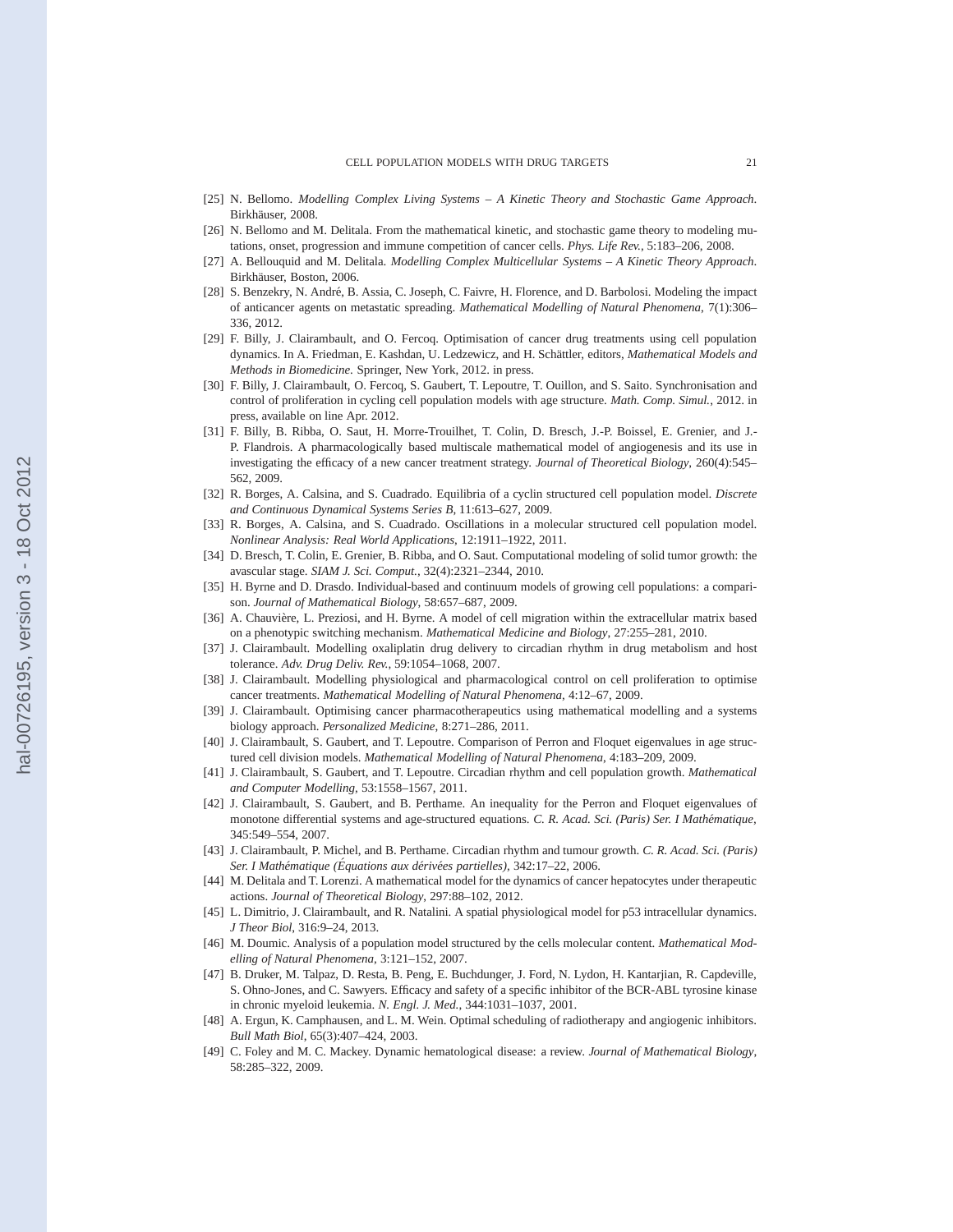[25] N. Bellomo. *Modelling Complex Living Systems – A Kinetic Theory and Stochastic Game Approach*. Birkhäuser, 2008.

[26] N. Bellomo and M. Delitala. From the mathematical kinetic, and stochastic game theory to modeling mutations, onset, progression and immune competition of cancer cells. *Phys. Life Rev.*, 5:183–206, 2008.

[27] A. Bellouquid and M. Delitala. *Modelling Complex Multicellular Systems – A Kinetic Theory Approach*. Birkhäuser, Boston, 2006.

[28] S. Benzekry, N. André, B. Assia, C. Joseph, C. Faivre, H. Florence, and D. Barbolosi. Modeling the impact of anticancer agents on metastatic spreading. *Mathematical Modelling of Natural Phenomena*, 7(1):306–336, 2012.

[29] F. Billy, J. Clairambault, and O. Fercoq. Optimisation of cancer drug treatments using cell population dynamics. In A. Friedman, E. Kashdan, U. Ledzewicz, and H. Schättler, editors, *Mathematical Models and Methods in Biomedicine*. Springer, New York, 2012. in press.

[30] F. Billy, J. Clairambault, O. Fercoq, S. Gaubert, T. Lepoutre, T. Ouillon, and S. Saito. Synchronisation and control of proliferation in cycling cell population models with age structure. *Math. Comp. Simul.*, 2012. in press, available on line Apr. 2012.

[31] F. Billy, B. Ribba, O. Saut, H. Morre-Trouilhet, T. Colin, D. Bresch, J.-P. Boissel, E. Grenier, and J.-P. Flandrois. A pharmacologically based multiscale mathematical model of angiogenesis and its use in investigating the efficacy of a new cancer treatment strategy. *Journal of Theoretical Biology*, 260(4):545–562, 2009.

[32] R. Borges, A. Calsina, and S. Cuadrado. Equilibria of a cyclin structured cell population model. *Discrete and Continuous Dynamical Systems Series B*, 11:613–627, 2009.

[33] R. Borges, A. Calsina, and S. Cuadrado. Oscillations in a molecular structured cell population model. *Nonlinear Analysis: Real World Applications*, 12:1911–1922, 2011.

[34] D. Bresch, T. Colin, E. Grenier, B. Ribba, and O. Saut. Computational modeling of solid tumor growth: the avascular stage. *SIAM J. Sci. Comput.*, 32(4):2321–2344, 2010.

[35] H. Byrne and D. Drasdo. Individual-based and continuum models of growing cell populations: a comparison. *Journal of Mathematical Biology*, 58:657–687, 2009.

[36] A. Chauvière, L. Preziosi, and H. Byrne. A model of cell migration within the extracellular matrix based on a phenotypic switching mechanism. *Mathematical Medicine and Biology*, 27:255–281, 2010.

[37] J. Clairambault. Modelling oxaliplatin drug delivery to circadian rhythm in drug metabolism and host tolerance. *Adv. Drug Deliv. Rev.*, 59:1054–1068, 2007.

[38] J. Clairambault. Modelling physiological and pharmacological control on cell proliferation to optimise cancer treatments. *Mathematical Modelling of Natural Phenomena*, 4:12–67, 2009.

[39] J. Clairambault. Optimising cancer pharmacotherapeutics using mathematical modelling and a systems biology approach. *Personalized Medicine*, 8:271–286, 2011.

[40] J. Clairambault, S. Gaubert, and T. Lepoutre. Comparison of Perron and Floquet eigenvalues in age structured cell division models. *Mathematical Modelling of Natural Phenomena*, 4:183–209, 2009.

[41] J. Clairambault, S. Gaubert, and T. Lepoutre. Circadian rhythm and cell population growth. *Mathematical and Computer Modelling*, 53:1558–1567, 2011.

[42] J. Clairambault, S. Gaubert, and B. Perthame. An inequality for the Perron and Floquet eigenvalues of monotone differential systems and age-structured equations. *C. R. Acad. Sci. (Paris) Ser. I Mathématique*, 345:549–554, 2007.

[43] J. Clairambault, P. Michel, and B. Perthame. Circadian rhythm and tumour growth. *C. R. Acad. Sci. (Paris) Ser. I Mathématique (Équations aux dérivées partielles)*, 342:17–22, 2006.

[44] M. Delitala and T. Lorenzi. A mathematical model for the dynamics of cancer hepatocytes under therapeutic actions. *Journal of Theoretical Biology*, 297:88–102, 2012.

[45] L. Dimitrio, J. Clairambault, and R. Natalini. A spatial physiological model for p53 intracellular dynamics. *J Theor Biol*, 316:9–24, 2013.

[46] M. Doumic. Analysis of a population model structured by the cells molecular content. *Mathematical Modelling of Natural Phenomena*, 3:121–152, 2007.

[47] B. Druker, M. Talpaz, D. Resta, B. Peng, E. Buchdunger, J. Ford, N. Lydon, H. Kantarjian, R. Capdeville, S. Ohno-Jones, and C. Sawyers. Efficacy and safety of a specific inhibitor of the BCR-ABL tyrosine kinase in chronic myeloid leukemia. *N. Engl. J. Med.*, 344:1031–1037, 2001.

[48] A. Ergun, K. Camphausen, and L. M. Wein. Optimal scheduling of radiotherapy and angiogenic inhibitors. *Bull Math Biol*, 65(3):407–424, 2003.

[49] C. Foley and M. C. Mackey. Dynamic hematological disease: a review. *Journal of Mathematical Biology*, 58:285–322, 2009.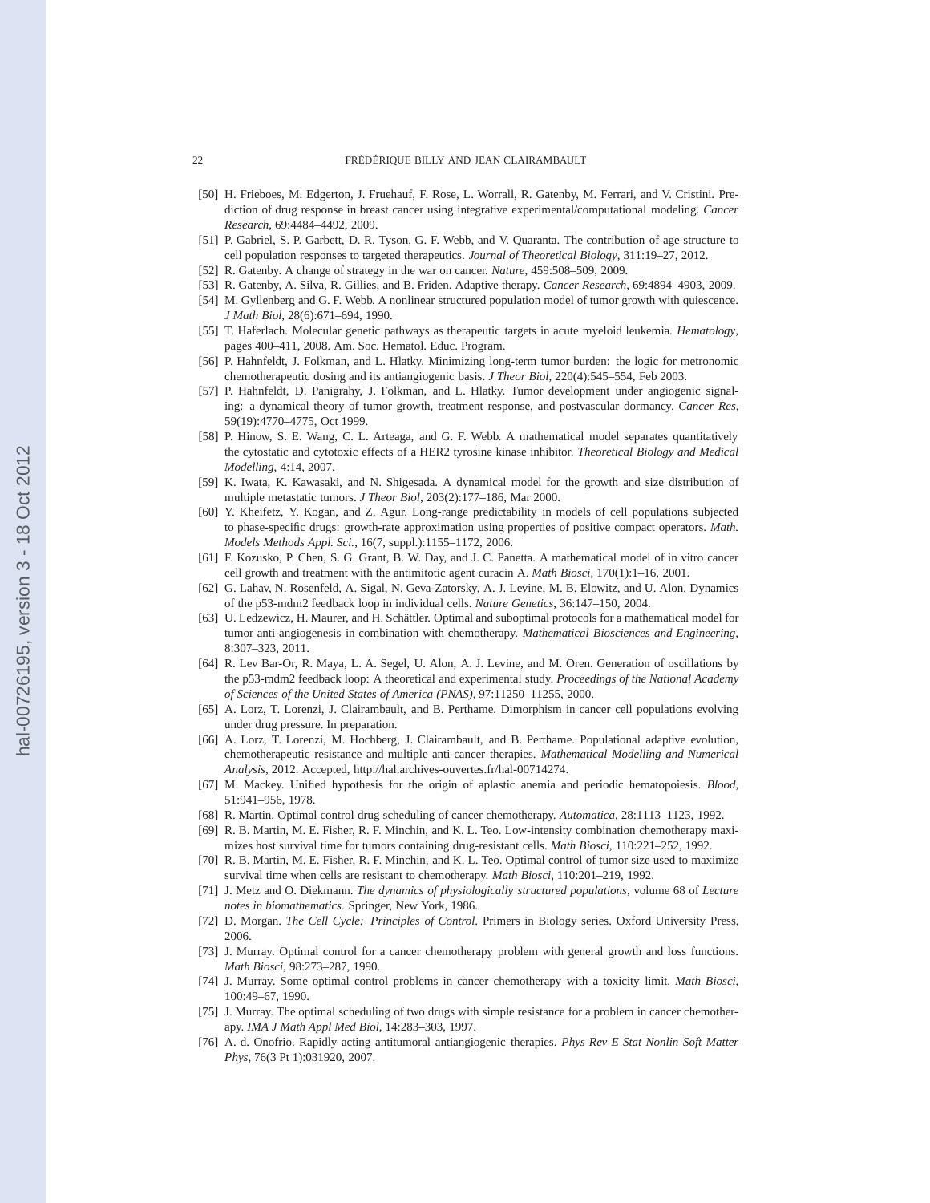[50] H. Frieboes, M. Edgerton, J. Fruehauf, F. Rose, L. Worrall, R. Gatenby, M. Ferrari, and V. Cristini. Prediction of drug response in breast cancer using integrative experimental/computational modeling. *Cancer Research*, 69:4484–4492, 2009.

[51] P. Gabriel, S. P. Garbett, D. R. Tyson, G. F. Webb, and V. Quaranta. The contribution of age structure to cell population responses to targeted therapeutics. *Journal of Theoretical Biology*, 311:19–27, 2012.

[52] R. Gatenby. A change of strategy in the war on cancer. *Nature*, 459:508–509, 2009.

[53] R. Gatenby, A. Silva, R. Gillies, and B. Friden. Adaptive therapy. *Cancer Research*, 69:4894–4903, 2009.

[54] M. Gyllenberg and G. F. Webb. A nonlinear structured population model of tumor growth with quiescence. *J Math Biol*, 28(6):671–694, 1990.

[55] T. Haferlach. Molecular genetic pathways as therapeutic targets in acute myeloid leukemia. *Hematology*, pages 400–411, 2008. Am. Soc. Hematol. Educ. Program.

[56] P. Hahnfeldt, J. Folkman, and L. Hlatky. Minimizing long-term tumor burden: the logic for metronomic chemotherapeutic dosing and its antiangiogenic basis. *J Theor Biol*, 220(4):545–554, Feb 2003.

[57] P. Hahnfeldt, D. Panigrahy, J. Folkman, and L. Hlatky. Tumor development under angiogenic signaling: a dynamical theory of tumor growth, treatment response, and postvascular dormancy. *Cancer Res*, 59(19):4770–4775, Oct 1999.

[58] P. Hinow, S. E. Wang, C. L. Arteaga, and G. F. Webb. A mathematical model separates quantitatively the cytostatic and cytotoxic effects of a HER2 tyrosine kinase inhibitor. *Theoretical Biology and Medical Modelling*, 4:14, 2007.

[59] K. Iwata, K. Kawasaki, and N. Shigesada. A dynamical model for the growth and size distribution of multiple metastatic tumors. *J Theor Biol*, 203(2):177–186, Mar 2000.

[60] Y. Kheifetz, Y. Kogan, and Z. Agur. Long-range predictability in models of cell populations subjected to phase-specific drugs: growth-rate approximation using properties of positive compact operators. *Math. Models Methods Appl. Sci.*, 16(7, suppl.):1155–1172, 2006.

[61] F. Kozusko, P. Chen, S. G. Grant, B. W. Day, and J. C. Panetta. A mathematical model of in vitro cancer cell growth and treatment with the antimitotic agent curacin A. *Math Biosci*, 170(1):1–16, 2001.

[62] G. Lahav, N. Rosenfeld, A. Sigal, N. Geva-Zatorsky, A. J. Levine, M. B. Elowitz, and U. Alon. Dynamics of the p53-mdm2 feedback loop in individual cells. *Nature Genetics*, 36:147–150, 2004.

[63] U. Ledzewicz, H. Maurer, and H. Schättler. Optimal and suboptimal protocols for a mathematical model for tumor anti-angiogenesis in combination with chemotherapy. *Mathematical Biosciences and Engineering*, 8:307–323, 2011.

[64] R. Lev Bar-Or, R. Maya, L. A. Segel, U. Alon, A. J. Levine, and M. Oren. Generation of oscillations by the p53-mdm2 feedback loop: A theoretical and experimental study. *Proceedings of the National Academy of Sciences of the United States of America (PNAS)*, 97:11250–11255, 2000.

[65] A. Lorz, T. Lorenzi, J. Clairambault, and B. Perthame. Dimorphism in cancer cell populations evolving under drug pressure. In preparation.

[66] A. Lorz, T. Lorenzi, M. Hochberg, J. Clairambault, and B. Perthame. Populational adaptive evolution, chemotherapeutic resistance and multiple anti-cancer therapies. *Mathematical Modelling and Numerical Analysis*, 2012. Accepted, http://hal.archives-ouvertes.fr/hal-00714274.

[67] M. Mackey. Unified hypothesis for the origin of aplastic anemia and periodic hematopoiesis. *Blood*, 51:941–956, 1978.

[68] R. Martin. Optimal control drug scheduling of cancer chemotherapy. *Automatica*, 28:1113–1123, 1992.

[69] R. B. Martin, M. E. Fisher, R. F. Minchin, and K. L. Teo. Low-intensity combination chemotherapy maximizes host survival time for tumors containing drug-resistant cells. *Math Biosci*, 110:221–252, 1992.

[70] R. B. Martin, M. E. Fisher, R. F. Minchin, and K. L. Teo. Optimal control of tumor size used to maximize survival time when cells are resistant to chemotherapy. *Math Biosci*, 110:201–219, 1992.

[71] J. Metz and O. Diekmann. *The dynamics of physiologically structured populations*, volume 68 of *Lecture notes in biomathematics*. Springer, New York, 1986.

[72] D. Morgan. *The Cell Cycle: Principles of Control*. Primers in Biology series. Oxford University Press, 2006.

[73] J. Murray. Optimal control for a cancer chemotherapy problem with general growth and loss functions. *Math Biosci*, 98:273–287, 1990.

[74] J. Murray. Some optimal control problems in cancer chemotherapy with a toxicity limit. *Math Biosci*, 100:49–67, 1990.

[75] J. Murray. The optimal scheduling of two drugs with simple resistance for a problem in cancer chemotherapy. *IMA J Math Appl Med Biol*, 14:283–303, 1997.

[76] A. d. Onofrio. Rapidly acting antitumoral antiangiogenic therapies. *Phys Rev E Stat Nonlin Soft Matter Phys*, 76(3 Pt 1):031920, 2007.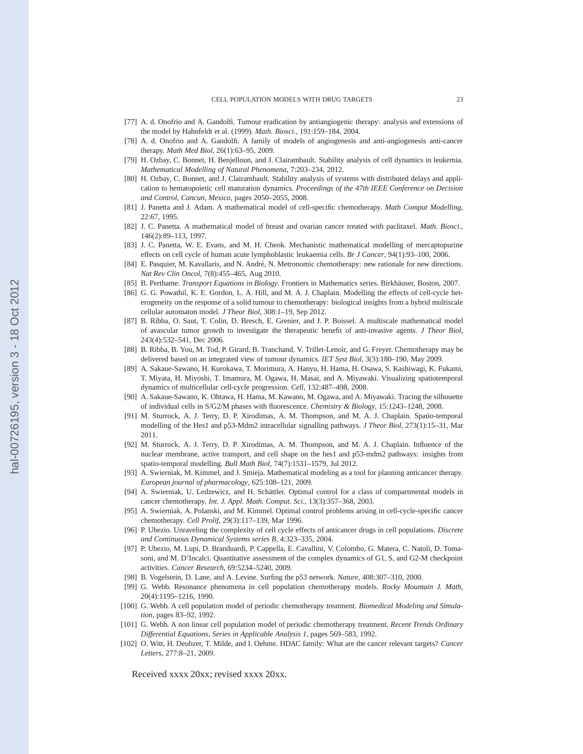[77] A. d. Onofrio and A. Gandolfi. Tumour eradication by antiangiogenic therapy: analysis and extensions of the model by Hahnfeldt et al. (1999). *Math. Biosci.*, 191:159–184, 2004.

[78] A. d. Onofrio and A. Gandolfi. A family of models of angiogenesis and anti-angiogenesis anti-cancer therapy. *Math Med Biol*, 26(1):63–95, 2009.

[79] H. Ozbay, C. Bonnet, H. Benjelloun, and J. Clairambault. Stability analysis of cell dynamics in leukemia. *Mathematical Modelling of Natural Phenomena*, 7:203–234, 2012.

[80] H. Ozbay, C. Bonnet, and J. Clairambault. Stability analysis of systems with distributed delays and application to hematopoietic cell maturation dynamics. *Proceedings of the 47th IEEE Conference on Decision and Control, Cancun, Mexico*, pages 2050–2055, 2008.

[81] J. Panetta and J. Adam. A mathematical model of cell-specific chemotherapy. *Math Comput Modelling*, 22:67, 1995.

[82] J. C. Panetta. A mathematical model of breast and ovarian cancer treated with paclitaxel. *Math. Biosci.*, 146(2):89–113, 1997.

[83] J. C. Panetta, W. E. Evans, and M. H. Cheok. Mechanistic mathematical modelling of mercaptopurine effects on cell cycle of human acute lymphoblastic leukaemia cells. *Br J Cancer*, 94(1):93–100, 2006.

[84] E. Pasquier, M. Kavallaris, and N. André, N. Metronomic chemotherapy: new rationale for new directions. *Nat Rev Clin Oncol*, 7(8):455–465, Aug 2010.

[85] B. Perthame. *Transport Equations in Biology*. Frontiers in Mathematics series. Birkhäuser, Boston, 2007.

[86] G. G. Powathil, K. E. Gordon, L. A. Hill, and M. A. J. Chaplain. Modelling the effects of cell-cycle heterogeneity on the response of a solid tumour to chemotherapy: biological insights from a hybrid multiscale cellular automaton model. *J Theor Biol*, 308:1–19, Sep 2012.

[87] B. Ribba, O. Saut, T. Colin, D. Bresch, E. Grenier, and J. P. Boissel. A multiscale mathematical model of avascular tumor growth to investigate the therapeutic benefit of anti-invasive agents. *J Theor Biol*, 243(4):532–541, Dec 2006.

[88] B. Ribba, B. You, M. Tod, P. Girard, B. Tranchand, V. Trillet-Lenoir, and G. Freyer. Chemotherapy may be delivered based on an integrated view of tumour dynamics. *IET Syst Biol*, 3(3):180–190, May 2009.

[89] A. Sakaue-Sawano, H. Kurokawa, T. Morimura, A. Hanyu, H. Hama, H. Osawa, S. Kashiwagi, K. Fukami, T. Miyata, H. Miyoshi, T. Imamura, M. Ogawa, H. Masai, and A. Miyawaki. Visualizing spatiotemporal dynamics of multicellular cell-cycle progression. *Cell*, 132:487–498, 2008.

[90] A. Sakaue-Sawano, K. Ohtawa, H. Hama, M. Kawano, M. Ogawa, and A. Miyawaki. Tracing the silhouette of individual cells in S/G2/M phases with fluorescence. *Chemistry & Biology*, 15:1243–1248, 2008.

[91] M. Sturrock, A. J. Terry, D. P. Xirodimas, A. M. Thompson, and M. A. J. Chaplain. Spatio-temporal modelling of the Hes1 and p53-Mdm2 intracellular signalling pathways. *J Theor Biol*, 273(1):15–31, Mar 2011.

[92] M. Sturrock, A. J. Terry, D. P. Xirodimas, A. M. Thompson, and M. A. J. Chaplain. Influence of the nuclear membrane, active transport, and cell shape on the hes1 and p53-mdm2 pathways: insights from spatio-temporal modelling. *Bull Math Biol*, 74(7):1531–1579, Jul 2012.

[93] A. Swierniak, M. Kimmel, and J. Smieja. Mathematical modeling as a tool for planning anticancer therapy. *European journal of pharmacology*, 625:108–121, 2009.

[94] A. Swierniak, U. Ledzewicz, and H. Schättler. Optimal control for a class of compartmental models in cancer chemotherapy. *Int. J. Appl. Math. Comput. Sci.*, 13(3):357–368, 2003.

[95] A. Swierniak, A. Polanski, and M. Kimmel. Optimal control problems arising in cell-cycle-specific cancer chemotherapy. *Cell Prolif*, 29(3):117–139, Mar 1996.

[96] P. Ubezio. Unraveling the complexity of cell cycle effects of anticancer drugs in cell populations. *Discrete and Continuous Dynamical Systems series B*, 4:323–335, 2004.

[97] P. Ubezio, M. Lupi, D. Branduardi, P. Cappella, E. Cavallini, V. Colombo, G. Matera, C. Natoli, D. Tomasoni, and M. D'Incalci. Quantitative assessment of the complex dynamics of G1, S, and G2-M checkpoint activities. *Cancer Research*, 69:5234–5240, 2009.

[98] B. Vogelstein, D. Lane, and A. Levine. Surfing the p53 network. *Nature*, 408:307–310, 2000.

[99] G. Webb. Resonance phenomena in cell population chemotherapy models. *Rocky Mountain J. Math*, 20(4):1195–1216, 1990.

[100] G. Webb. A cell population model of periodic chemotherapy treatment. *Biomedical Modeling and Simulation*, pages 83–92, 1992.

[101] G. Webb. A non linear cell population model of periodic chemotherapy treatment. *Recent Trends Ordinary Differential Equations, Series in Applicable Analysis 1*, pages 569–583, 1992.

[102] O. Witt, H. Deubzer, T. Milde, and I. Oehme. HDAC family: What are the cancer relevant targets? *Cancer Letters*, 277:8–21, 2009.

Received xxxx 20xx; revised xxxx 20xx.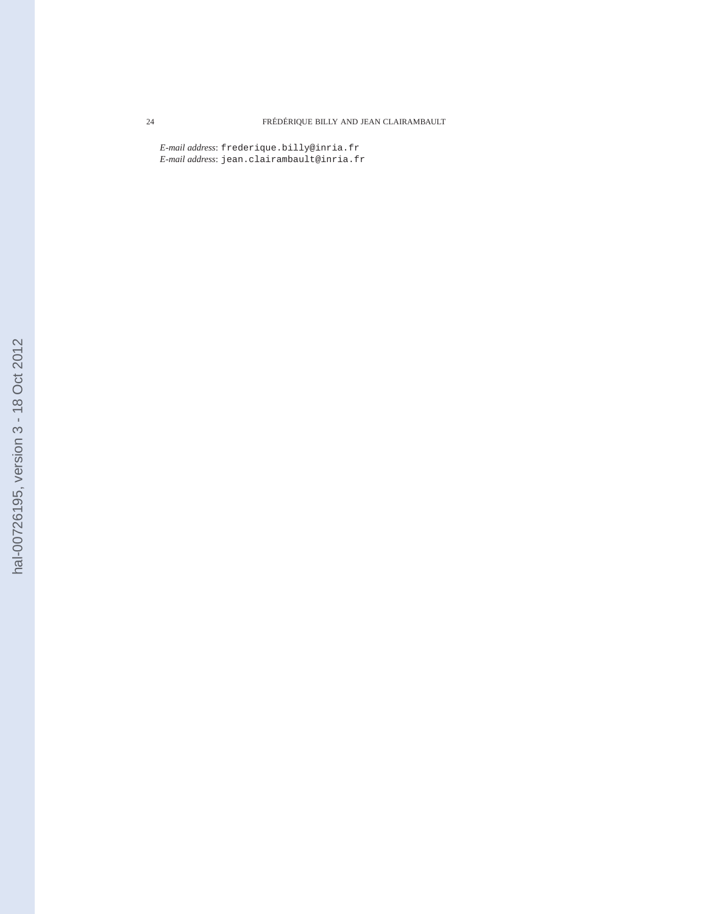*E-mail address*: frederique.billy@inria.fr
*E-mail address*: jean.clairambault@inria.fr